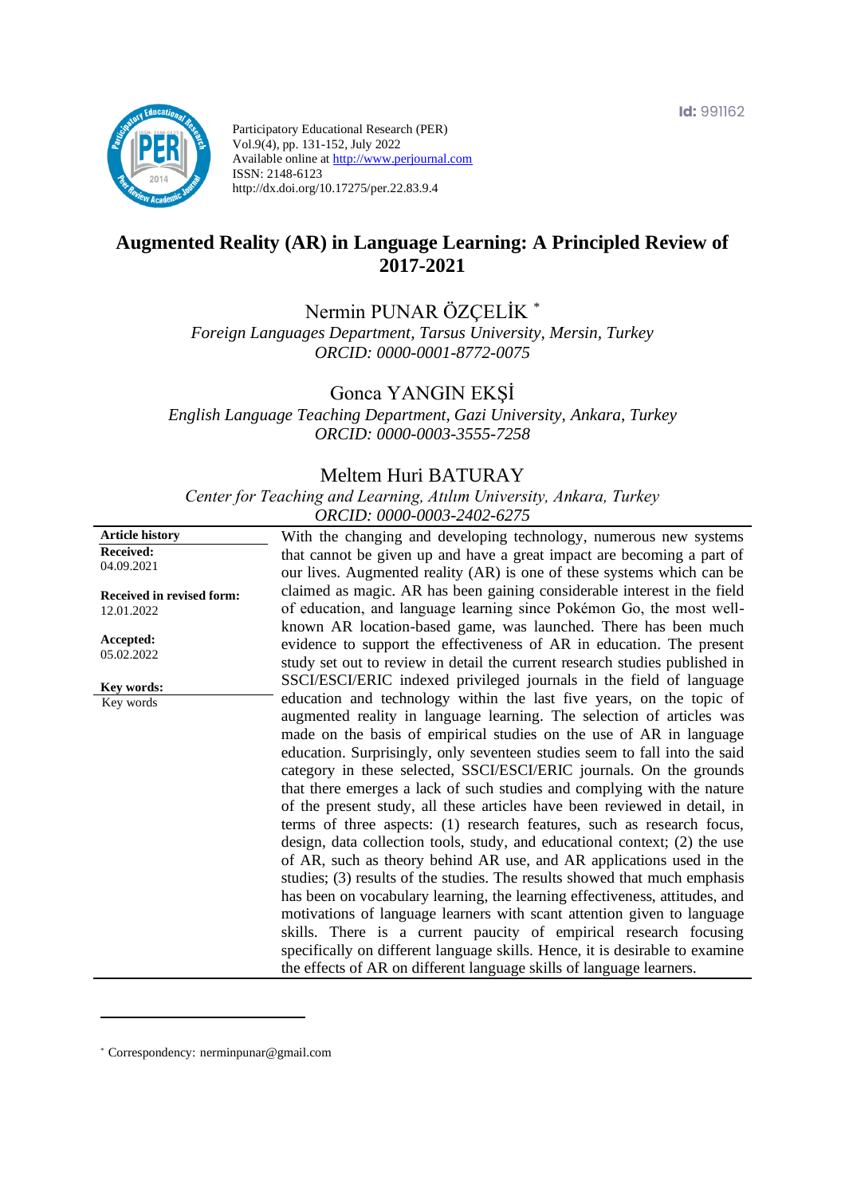Participatory Educational Research (PER)
Vol.9(4), pp. 131-152, July 2022
Available online at http://www.perjournal.com
ISSN: 2148-6123
http://dx.doi.org/10.17275/per.22.83.9.4

Id: 991162

# Augmented Reality (AR) in Language Learning: A Principled Review of 2017-2021

Nermin PUNAR ÖZÇELİK *
*Foreign Languages Department, Tarsus University, Mersin, Turkey*
*ORCID: 0000-0001-8772-0075*

Gonca YANGIN EKŞİ
*English Language Teaching Department, Gazi University, Ankara, Turkey*
*ORCID: 0000-0003-3555-7258*

Meltem Huri BATURAY
*Center for Teaching and Learning, Atılım University, Ankara, Turkey*
*ORCID: 0000-0003-2402-6275*

**Article history**
**Received:**
04.09.2021

**Received in revised form:**
12.01.2022

**Accepted:**
05.02.2022

**Key words:**
Key words

With the changing and developing technology, numerous new systems that cannot be given up and have a great impact are becoming a part of our lives. Augmented reality (AR) is one of these systems which can be claimed as magic. AR has been gaining considerable interest in the field of education, and language learning since Pokémon Go, the most well-known AR location-based game, was launched. There has been much evidence to support the effectiveness of AR in education. The present study set out to review in detail the current research studies published in SSCI/ESCI/ERIC indexed privileged journals in the field of language education and technology within the last five years, on the topic of augmented reality in language learning. The selection of articles was made on the basis of empirical studies on the use of AR in language education. Surprisingly, only seventeen studies seem to fall into the said category in these selected, SSCI/ESCI/ERIC journals. On the grounds that there emerges a lack of such studies and complying with the nature of the present study, all these articles have been reviewed in detail, in terms of three aspects: (1) research features, such as research focus, design, data collection tools, study, and educational context; (2) the use of AR, such as theory behind AR use, and AR applications used in the studies; (3) results of the studies. The results showed that much emphasis has been on vocabulary learning, the learning effectiveness, attitudes, and motivations of language learners with scant attention given to language skills. There is a current paucity of empirical research focusing specifically on different language skills. Hence, it is desirable to examine the effects of AR on different language skills of language learners.

* Correspondency: nerminpunar@gmail.com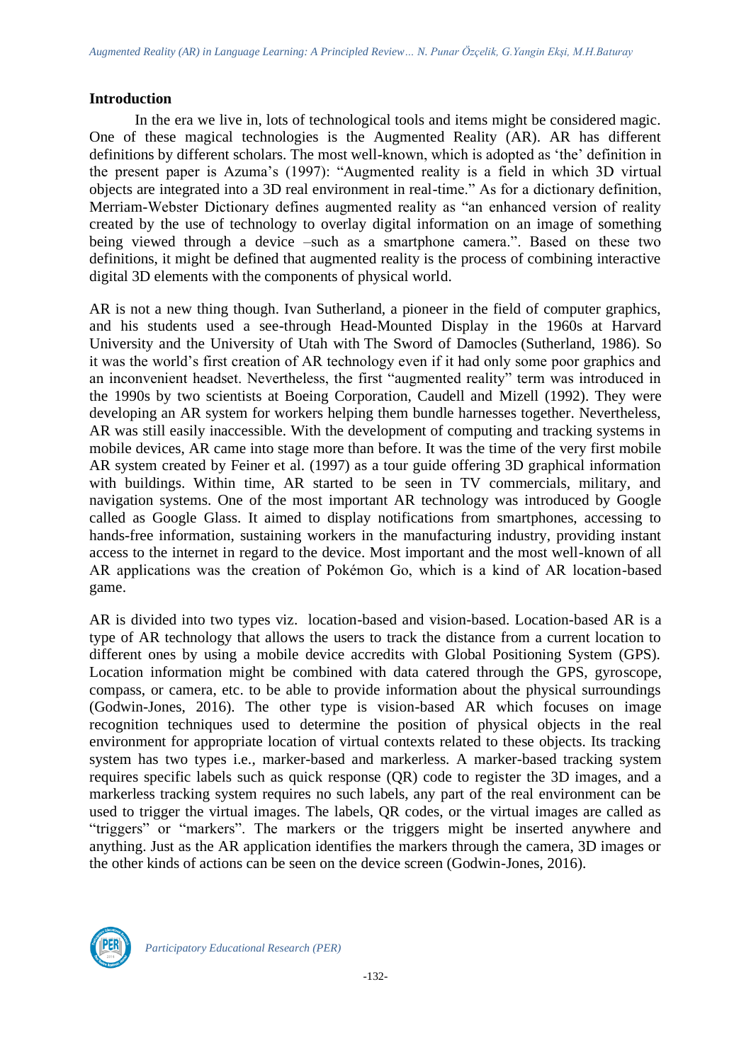## Introduction

In the era we live in, lots of technological tools and items might be considered magic. One of these magical technologies is the Augmented Reality (AR). AR has different definitions by different scholars. The most well-known, which is adopted as 'the' definition in the present paper is Azuma's (1997): "Augmented reality is a field in which 3D virtual objects are integrated into a 3D real environment in real-time." As for a dictionary definition, Merriam-Webster Dictionary defines augmented reality as "an enhanced version of reality created by the use of technology to overlay digital information on an image of something being viewed through a device –such as a smartphone camera.". Based on these two definitions, it might be defined that augmented reality is the process of combining interactive digital 3D elements with the components of physical world.

AR is not a new thing though. Ivan Sutherland, a pioneer in the field of computer graphics, and his students used a see-through Head-Mounted Display in the 1960s at Harvard University and the University of Utah with The Sword of Damocles (Sutherland, 1986). So it was the world's first creation of AR technology even if it had only some poor graphics and an inconvenient headset. Nevertheless, the first "augmented reality" term was introduced in the 1990s by two scientists at Boeing Corporation, Caudell and Mizell (1992). They were developing an AR system for workers helping them bundle harnesses together. Nevertheless, AR was still easily inaccessible. With the development of computing and tracking systems in mobile devices, AR came into stage more than before. It was the time of the very first mobile AR system created by Feiner et al. (1997) as a tour guide offering 3D graphical information with buildings. Within time, AR started to be seen in TV commercials, military, and navigation systems. One of the most important AR technology was introduced by Google called as Google Glass. It aimed to display notifications from smartphones, accessing to hands-free information, sustaining workers in the manufacturing industry, providing instant access to the internet in regard to the device. Most important and the most well-known of all AR applications was the creation of Pokémon Go, which is a kind of AR location-based game.

AR is divided into two types viz. location-based and vision-based. Location-based AR is a type of AR technology that allows the users to track the distance from a current location to different ones by using a mobile device accredits with Global Positioning System (GPS). Location information might be combined with data catered through the GPS, gyroscope, compass, or camera, etc. to be able to provide information about the physical surroundings (Godwin-Jones, 2016). The other type is vision-based AR which focuses on image recognition techniques used to determine the position of physical objects in the real environment for appropriate location of virtual contexts related to these objects. Its tracking system has two types i.e., marker-based and markerless. A marker-based tracking system requires specific labels such as quick response (QR) code to register the 3D images, and a markerless tracking system requires no such labels, any part of the real environment can be used to trigger the virtual images. The labels, QR codes, or the virtual images are called as "triggers" or "markers". The markers or the triggers might be inserted anywhere and anything. Just as the AR application identifies the markers through the camera, 3D images or the other kinds of actions can be seen on the device screen (Godwin-Jones, 2016).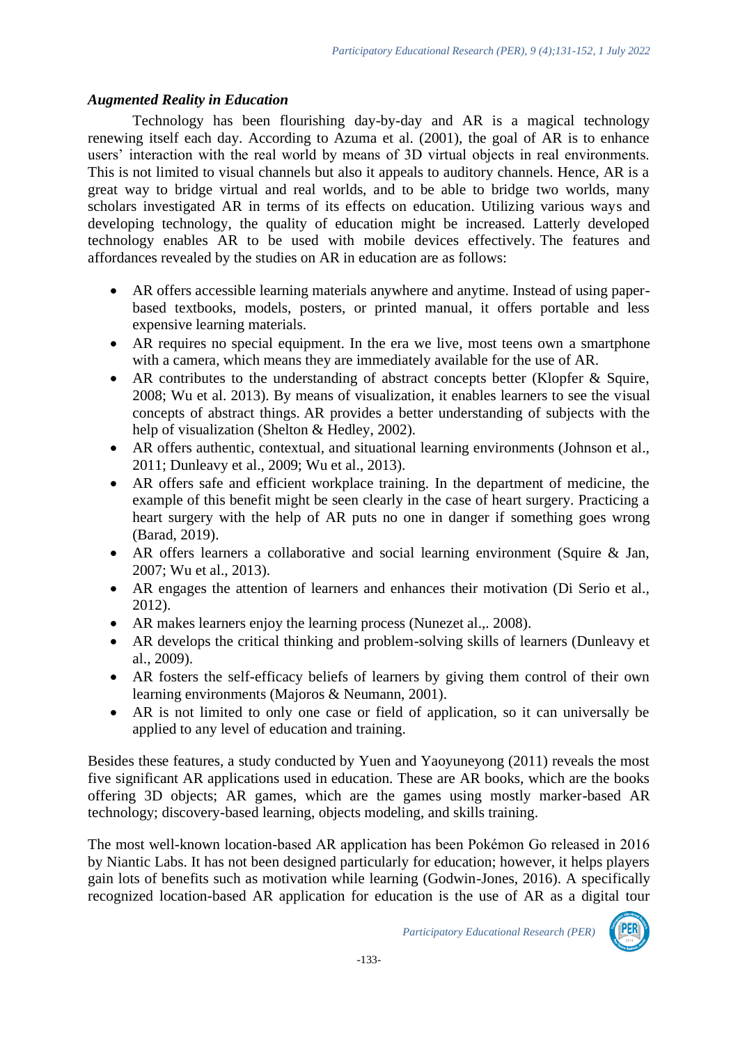### *Augmented Reality in Education*

Technology has been flourishing day-by-day and AR is a magical technology renewing itself each day. According to Azuma et al. (2001), the goal of AR is to enhance users' interaction with the real world by means of 3D virtual objects in real environments. This is not limited to visual channels but also it appeals to auditory channels. Hence, AR is a great way to bridge virtual and real worlds, and to be able to bridge two worlds, many scholars investigated AR in terms of its effects on education. Utilizing various ways and developing technology, the quality of education might be increased. Latterly developed technology enables AR to be used with mobile devices effectively. The features and affordances revealed by the studies on AR in education are as follows:

- AR offers accessible learning materials anywhere and anytime. Instead of using paper-based textbooks, models, posters, or printed manual, it offers portable and less expensive learning materials.
- AR requires no special equipment. In the era we live, most teens own a smartphone with a camera, which means they are immediately available for the use of AR.
- AR contributes to the understanding of abstract concepts better (Klopfer & Squire, 2008; Wu et al. 2013). By means of visualization, it enables learners to see the visual concepts of abstract things. AR provides a better understanding of subjects with the help of visualization (Shelton & Hedley, 2002).
- AR offers authentic, contextual, and situational learning environments (Johnson et al., 2011; Dunleavy et al., 2009; Wu et al., 2013).
- AR offers safe and efficient workplace training. In the department of medicine, the example of this benefit might be seen clearly in the case of heart surgery. Practicing a heart surgery with the help of AR puts no one in danger if something goes wrong (Barad, 2019).
- AR offers learners a collaborative and social learning environment (Squire & Jan, 2007; Wu et al., 2013).
- AR engages the attention of learners and enhances their motivation (Di Serio et al., 2012).
- AR makes learners enjoy the learning process (Nunezet al.,. 2008).
- AR develops the critical thinking and problem-solving skills of learners (Dunleavy et al., 2009).
- AR fosters the self-efficacy beliefs of learners by giving them control of their own learning environments (Majoros & Neumann, 2001).
- AR is not limited to only one case or field of application, so it can universally be applied to any level of education and training.

Besides these features, a study conducted by Yuen and Yaoyuneyong (2011) reveals the most five significant AR applications used in education. These are AR books, which are the books offering 3D objects; AR games, which are the games using mostly marker-based AR technology; discovery-based learning, objects modeling, and skills training.

The most well-known location-based AR application has been Pokémon Go released in 2016 by Niantic Labs. It has not been designed particularly for education; however, it helps players gain lots of benefits such as motivation while learning (Godwin-Jones, 2016). A specifically recognized location-based AR application for education is the use of AR as a digital tour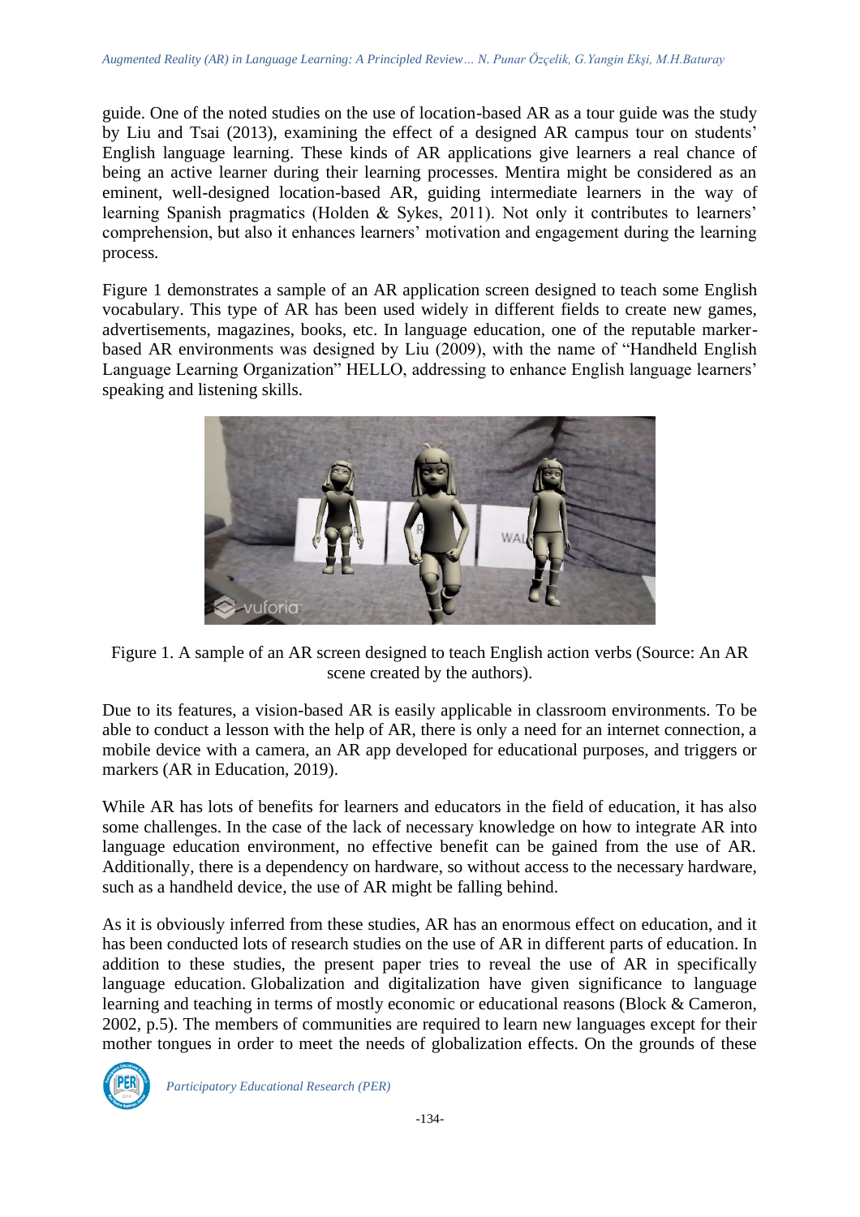guide. One of the noted studies on the use of location-based AR as a tour guide was the study by Liu and Tsai (2013), examining the effect of a designed AR campus tour on students' English language learning. These kinds of AR applications give learners a real chance of being an active learner during their learning processes. Mentira might be considered as an eminent, well-designed location-based AR, guiding intermediate learners in the way of learning Spanish pragmatics (Holden & Sykes, 2011). Not only it contributes to learners' comprehension, but also it enhances learners' motivation and engagement during the learning process.

Figure 1 demonstrates a sample of an AR application screen designed to teach some English vocabulary. This type of AR has been used widely in different fields to create new games, advertisements, magazines, books, etc. In language education, one of the reputable marker-based AR environments was designed by Liu (2009), with the name of "Handheld English Language Learning Organization" HELLO, addressing to enhance English language learners' speaking and listening skills.

Figure 1. A sample of an AR screen designed to teach English action verbs (Source: An AR scene created by the authors).

Due to its features, a vision-based AR is easily applicable in classroom environments. To be able to conduct a lesson with the help of AR, there is only a need for an internet connection, a mobile device with a camera, an AR app developed for educational purposes, and triggers or markers (AR in Education, 2019).

While AR has lots of benefits for learners and educators in the field of education, it has also some challenges. In the case of the lack of necessary knowledge on how to integrate AR into language education environment, no effective benefit can be gained from the use of AR. Additionally, there is a dependency on hardware, so without access to the necessary hardware, such as a handheld device, the use of AR might be falling behind.

As it is obviously inferred from these studies, AR has an enormous effect on education, and it has been conducted lots of research studies on the use of AR in different parts of education. In addition to these studies, the present paper tries to reveal the use of AR in specifically language education. Globalization and digitalization have given significance to language learning and teaching in terms of mostly economic or educational reasons (Block & Cameron, 2002, p.5). The members of communities are required to learn new languages except for their mother tongues in order to meet the needs of globalization effects. On the grounds of these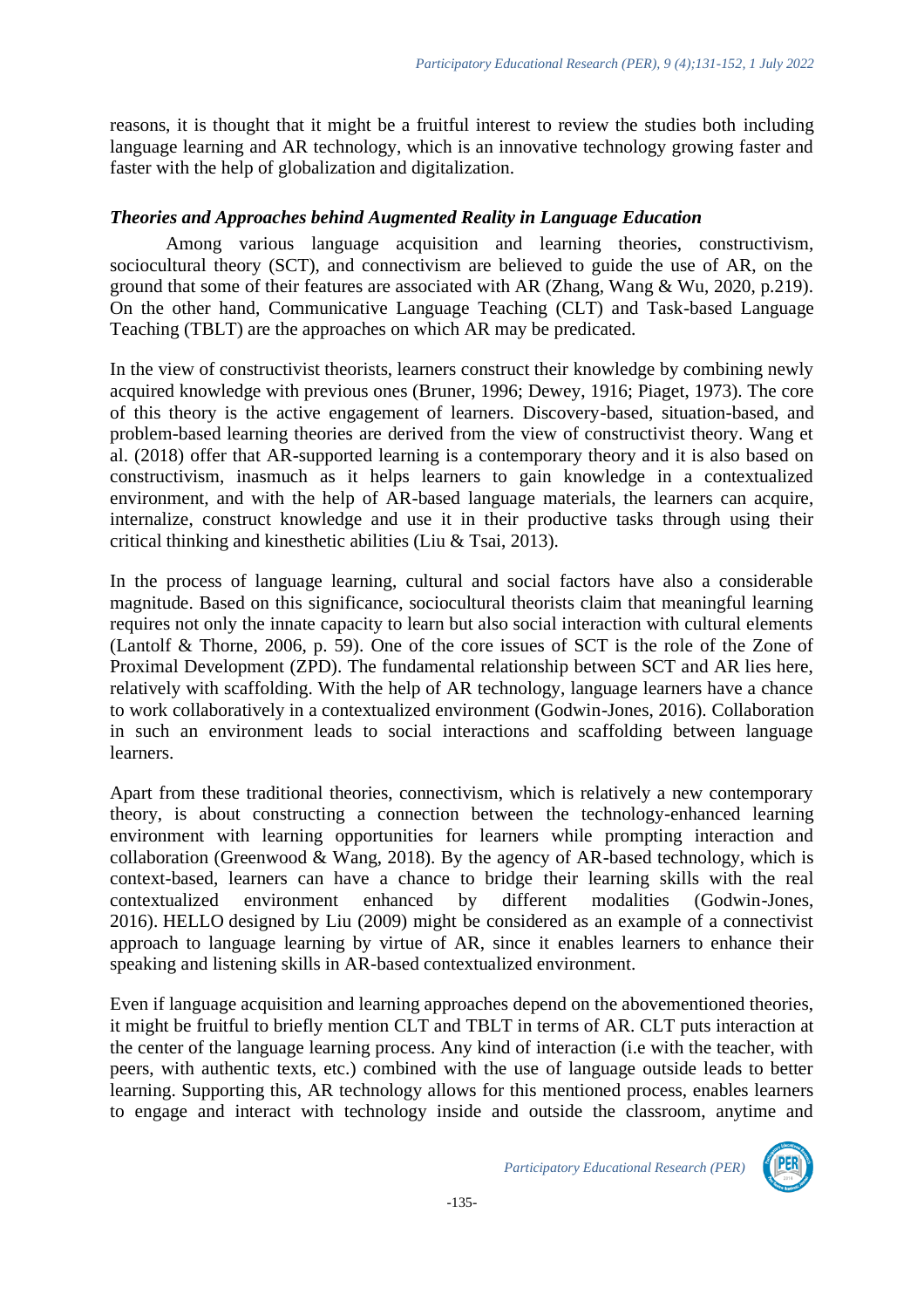reasons, it is thought that it might be a fruitful interest to review the studies both including language learning and AR technology, which is an innovative technology growing faster and faster with the help of globalization and digitalization.

### *Theories and Approaches behind Augmented Reality in Language Education*

Among various language acquisition and learning theories, constructivism, sociocultural theory (SCT), and connectivism are believed to guide the use of AR, on the ground that some of their features are associated with AR (Zhang, Wang & Wu, 2020, p.219). On the other hand, Communicative Language Teaching (CLT) and Task-based Language Teaching (TBLT) are the approaches on which AR may be predicated.

In the view of constructivist theorists, learners construct their knowledge by combining newly acquired knowledge with previous ones (Bruner, 1996; Dewey, 1916; Piaget, 1973). The core of this theory is the active engagement of learners. Discovery-based, situation-based, and problem-based learning theories are derived from the view of constructivist theory. Wang et al. (2018) offer that AR-supported learning is a contemporary theory and it is also based on constructivism, inasmuch as it helps learners to gain knowledge in a contextualized environment, and with the help of AR-based language materials, the learners can acquire, internalize, construct knowledge and use it in their productive tasks through using their critical thinking and kinesthetic abilities (Liu & Tsai, 2013).

In the process of language learning, cultural and social factors have also a considerable magnitude. Based on this significance, sociocultural theorists claim that meaningful learning requires not only the innate capacity to learn but also social interaction with cultural elements (Lantolf & Thorne, 2006, p. 59). One of the core issues of SCT is the role of the Zone of Proximal Development (ZPD). The fundamental relationship between SCT and AR lies here, relatively with scaffolding. With the help of AR technology, language learners have a chance to work collaboratively in a contextualized environment (Godwin-Jones, 2016). Collaboration in such an environment leads to social interactions and scaffolding between language learners.

Apart from these traditional theories, connectivism, which is relatively a new contemporary theory, is about constructing a connection between the technology-enhanced learning environment with learning opportunities for learners while prompting interaction and collaboration (Greenwood & Wang, 2018). By the agency of AR-based technology, which is context-based, learners can have a chance to bridge their learning skills with the real contextualized environment enhanced by different modalities (Godwin-Jones, 2016). HELLO designed by Liu (2009) might be considered as an example of a connectivist approach to language learning by virtue of AR, since it enables learners to enhance their speaking and listening skills in AR-based contextualized environment.

Even if language acquisition and learning approaches depend on the abovementioned theories, it might be fruitful to briefly mention CLT and TBLT in terms of AR. CLT puts interaction at the center of the language learning process. Any kind of interaction (i.e with the teacher, with peers, with authentic texts, etc.) combined with the use of language outside leads to better learning. Supporting this, AR technology allows for this mentioned process, enables learners to engage and interact with technology inside and outside the classroom, anytime and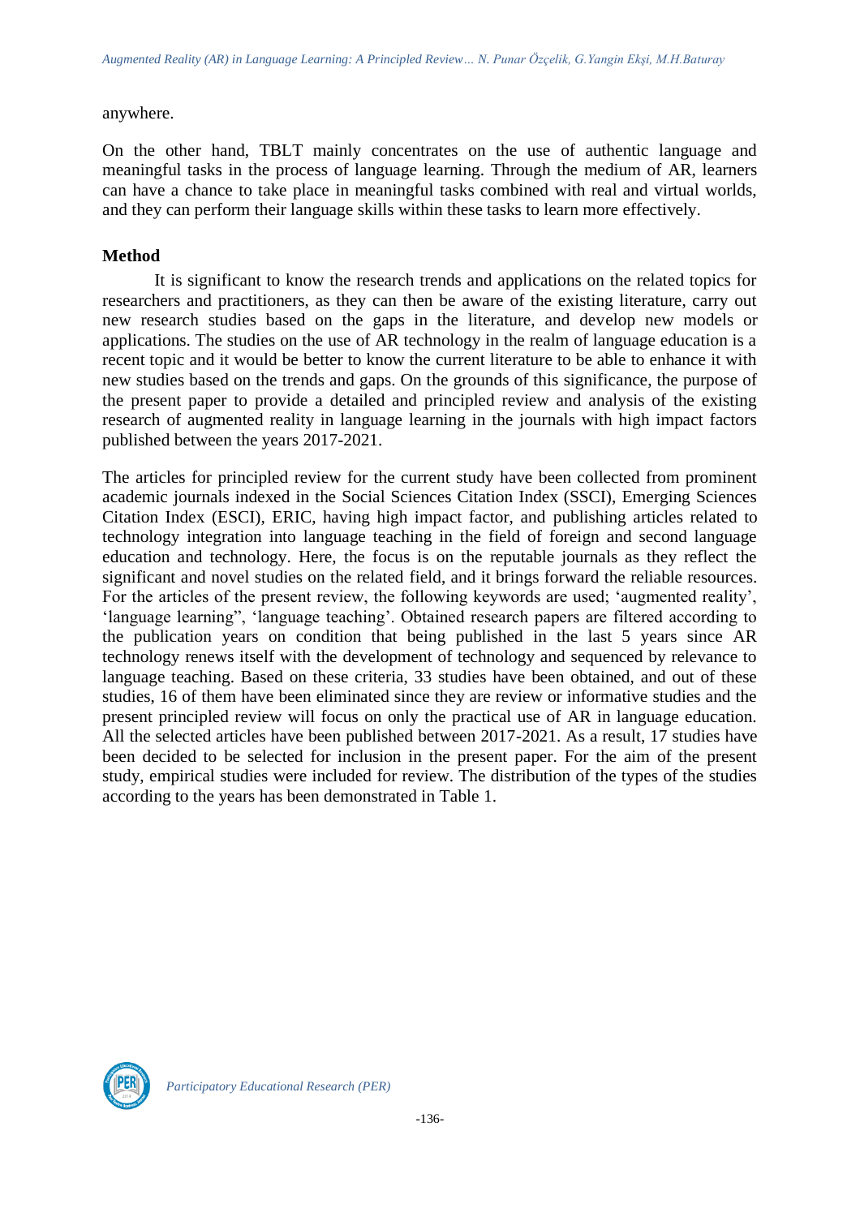anywhere.

On the other hand, TBLT mainly concentrates on the use of authentic language and meaningful tasks in the process of language learning. Through the medium of AR, learners can have a chance to take place in meaningful tasks combined with real and virtual worlds, and they can perform their language skills within these tasks to learn more effectively.

**Method**

It is significant to know the research trends and applications on the related topics for researchers and practitioners, as they can then be aware of the existing literature, carry out new research studies based on the gaps in the literature, and develop new models or applications. The studies on the use of AR technology in the realm of language education is a recent topic and it would be better to know the current literature to be able to enhance it with new studies based on the trends and gaps. On the grounds of this significance, the purpose of the present paper to provide a detailed and principled review and analysis of the existing research of augmented reality in language learning in the journals with high impact factors published between the years 2017-2021.

The articles for principled review for the current study have been collected from prominent academic journals indexed in the Social Sciences Citation Index (SSCI), Emerging Sciences Citation Index (ESCI), ERIC, having high impact factor, and publishing articles related to technology integration into language teaching in the field of foreign and second language education and technology. Here, the focus is on the reputable journals as they reflect the significant and novel studies on the related field, and it brings forward the reliable resources. For the articles of the present review, the following keywords are used; 'augmented reality', 'language learning", 'language teaching'. Obtained research papers are filtered according to the publication years on condition that being published in the last 5 years since AR technology renews itself with the development of technology and sequenced by relevance to language teaching. Based on these criteria, 33 studies have been obtained, and out of these studies, 16 of them have been eliminated since they are review or informative studies and the present principled review will focus on only the practical use of AR in language education. All the selected articles have been published between 2017-2021. As a result, 17 studies have been decided to be selected for inclusion in the present paper. For the aim of the present study, empirical studies were included for review. The distribution of the types of the studies according to the years has been demonstrated in Table 1.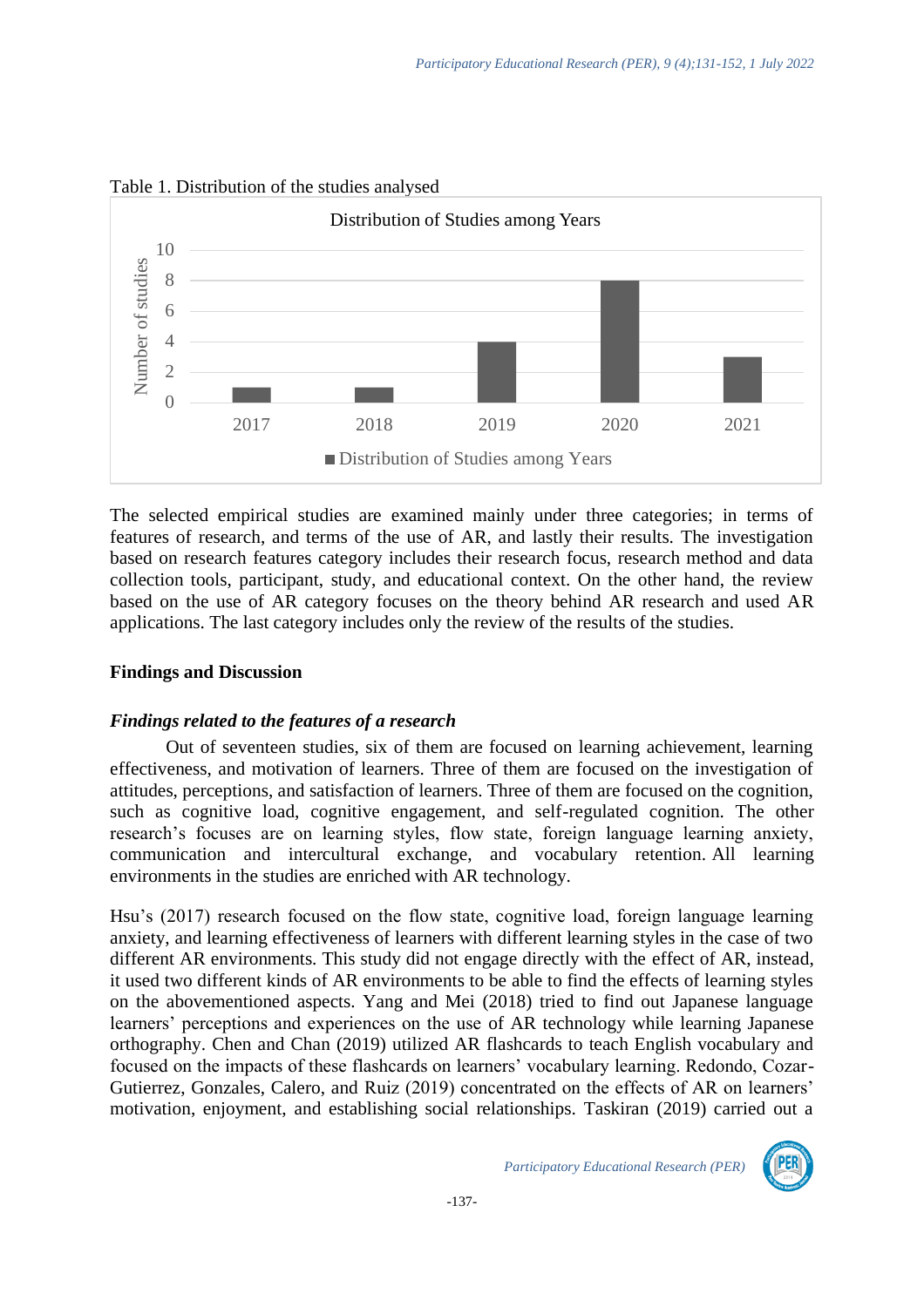Table 1. Distribution of the studies analysed

| Year | Number of studies |
| --- | --- |
| 2017 | 1 |
| 2018 | 1 |
| 2019 | 4 |
| 2020 | 8 |
| 2021 | 3 |

The selected empirical studies are examined mainly under three categories; in terms of features of research, and terms of the use of AR, and lastly their results. The investigation based on research features category includes their research focus, research method and data collection tools, participant, study, and educational context. On the other hand, the review based on the use of AR category focuses on the theory behind AR research and used AR applications. The last category includes only the review of the results of the studies.

## Findings and Discussion

### *Findings related to the features of a research*

Out of seventeen studies, six of them are focused on learning achievement, learning effectiveness, and motivation of learners. Three of them are focused on the investigation of attitudes, perceptions, and satisfaction of learners. Three of them are focused on the cognition, such as cognitive load, cognitive engagement, and self-regulated cognition. The other research's focuses are on learning styles, flow state, foreign language learning anxiety, communication and intercultural exchange, and vocabulary retention. All learning environments in the studies are enriched with AR technology.

Hsu's (2017) research focused on the flow state, cognitive load, foreign language learning anxiety, and learning effectiveness of learners with different learning styles in the case of two different AR environments. This study did not engage directly with the effect of AR, instead, it used two different kinds of AR environments to be able to find the effects of learning styles on the abovementioned aspects. Yang and Mei (2018) tried to find out Japanese language learners' perceptions and experiences on the use of AR technology while learning Japanese orthography. Chen and Chan (2019) utilized AR flashcards to teach English vocabulary and focused on the impacts of these flashcards on learners' vocabulary learning. Redondo, Cozar-Gutierrez, Gonzales, Calero, and Ruiz (2019) concentrated on the effects of AR on learners' motivation, enjoyment, and establishing social relationships. Taskiran (2019) carried out a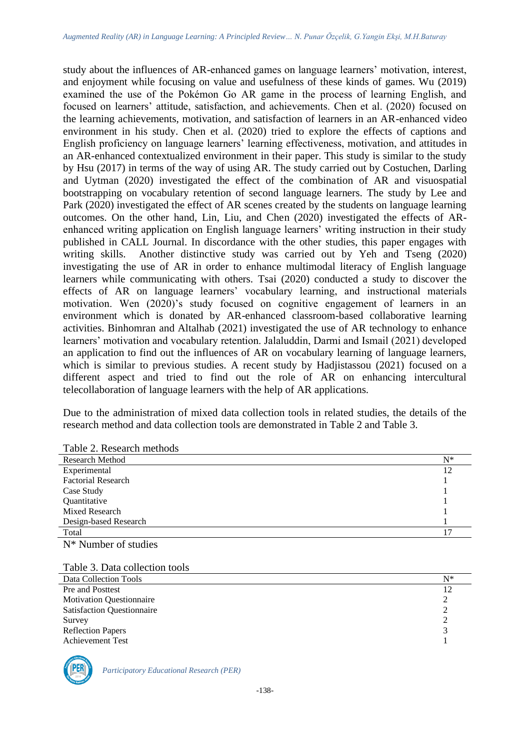study about the influences of AR-enhanced games on language learners' motivation, interest, and enjoyment while focusing on value and usefulness of these kinds of games. Wu (2019) examined the use of the Pokémon Go AR game in the process of learning English, and focused on learners' attitude, satisfaction, and achievements. Chen et al. (2020) focused on the learning achievements, motivation, and satisfaction of learners in an AR-enhanced video environment in his study. Chen et al. (2020) tried to explore the effects of captions and English proficiency on language learners' learning effectiveness, motivation, and attitudes in an AR-enhanced contextualized environment in their paper. This study is similar to the study by Hsu (2017) in terms of the way of using AR. The study carried out by Costuchen, Darling and Uytman (2020) investigated the effect of the combination of AR and visuospatial bootstrapping on vocabulary retention of second language learners. The study by Lee and Park (2020) investigated the effect of AR scenes created by the students on language learning outcomes. On the other hand, Lin, Liu, and Chen (2020) investigated the effects of AR-enhanced writing application on English language learners' writing instruction in their study published in CALL Journal. In discordance with the other studies, this paper engages with writing skills. Another distinctive study was carried out by Yeh and Tseng (2020) investigating the use of AR in order to enhance multimodal literacy of English language learners while communicating with others. Tsai (2020) conducted a study to discover the effects of AR on language learners' vocabulary learning, and instructional materials motivation. Wen (2020)'s study focused on cognitive engagement of learners in an environment which is donated by AR-enhanced classroom-based collaborative learning activities. Binhomran and Altalhab (2021) investigated the use of AR technology to enhance learners' motivation and vocabulary retention. Jalaluddin, Darmi and Ismail (2021) developed an application to find out the influences of AR on vocabulary learning of language learners, which is similar to previous studies. A recent study by Hadjistassou (2021) focused on a different aspect and tried to find out the role of AR on enhancing intercultural telecollaboration of language learners with the help of AR applications.

Due to the administration of mixed data collection tools in related studies, the details of the research method and data collection tools are demonstrated in Table 2 and Table 3.

Table 2. Research methods

| Research Method | N* |
|---|---|
| Experimental | 12 |
| Factorial Research | 1 |
| Case Study | 1 |
| Quantitative | 1 |
| Mixed Research | 1 |
| Design-based Research | 1 |
| Total | 17 |

N* Number of studies

Table 3. Data collection tools

| Data Collection Tools | N* |
|---|---|
| Pre and Posttest | 12 |
| Motivation Questionnaire | 2 |
| Satisfaction Questionnaire | 2 |
| Survey | 2 |
| Reflection Papers | 3 |
| Achievement Test | 1 |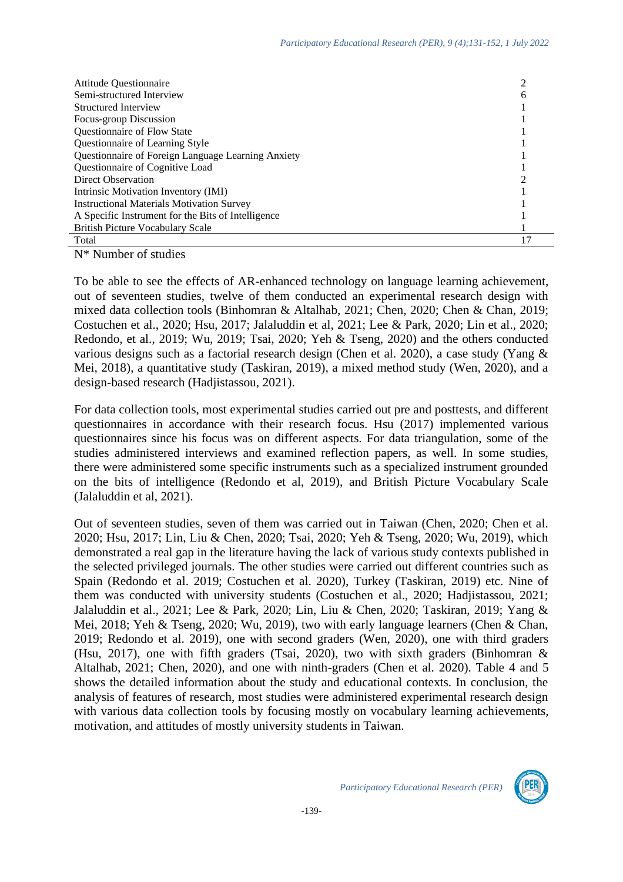| | |
|---|---|
| Attitude Questionnaire | 2 |
| Semi-structured Interview | 6 |
| Structured Interview | 1 |
| Focus-group Discussion | 1 |
| Questionnaire of Flow State | 1 |
| Questionnaire of Learning Style | 1 |
| Questionnaire of Foreign Language Learning Anxiety | 1 |
| Questionnaire of Cognitive Load | 1 |
| Direct Observation | 2 |
| Intrinsic Motivation Inventory (IMI) | 1 |
| Instructional Materials Motivation Survey | 1 |
| A Specific Instrument for the Bits of Intelligence | 1 |
| British Picture Vocabulary Scale | 1 |
| Total | 17 |

N* Number of studies

To be able to see the effects of AR-enhanced technology on language learning achievement, out of seventeen studies, twelve of them conducted an experimental research design with mixed data collection tools (Binhomran & Altalhab, 2021; Chen, 2020; Chen & Chan, 2019; Costuchen et al., 2020; Hsu, 2017; Jalaluddin et al, 2021; Lee & Park, 2020; Lin et al., 2020; Redondo, et al., 2019; Wu, 2019; Tsai, 2020; Yeh & Tseng, 2020) and the others conducted various designs such as a factorial research design (Chen et al. 2020), a case study (Yang & Mei, 2018), a quantitative study (Taskiran, 2019), a mixed method study (Wen, 2020), and a design-based research (Hadjistassou, 2021).

For data collection tools, most experimental studies carried out pre and posttests, and different questionnaires in accordance with their research focus. Hsu (2017) implemented various questionnaires since his focus was on different aspects. For data triangulation, some of the studies administered interviews and examined reflection papers, as well. In some studies, there were administered some specific instruments such as a specialized instrument grounded on the bits of intelligence (Redondo et al, 2019), and British Picture Vocabulary Scale (Jalaluddin et al, 2021).

Out of seventeen studies, seven of them was carried out in Taiwan (Chen, 2020; Chen et al. 2020; Hsu, 2017; Lin, Liu & Chen, 2020; Tsai, 2020; Yeh & Tseng, 2020; Wu, 2019), which demonstrated a real gap in the literature having the lack of various study contexts published in the selected privileged journals. The other studies were carried out different countries such as Spain (Redondo et al. 2019; Costuchen et al. 2020), Turkey (Taskiran, 2019) etc. Nine of them was conducted with university students (Costuchen et al., 2020; Hadjistassou, 2021; Jalaluddin et al., 2021; Lee & Park, 2020; Lin, Liu & Chen, 2020; Taskiran, 2019; Yang & Mei, 2018; Yeh & Tseng, 2020; Wu, 2019), two with early language learners (Chen & Chan, 2019; Redondo et al. 2019), one with second graders (Wen, 2020), one with third graders (Hsu, 2017), one with fifth graders (Tsai, 2020), two with sixth graders (Binhomran & Altalhab, 2021; Chen, 2020), and one with ninth-graders (Chen et al. 2020). Table 4 and 5 shows the detailed information about the study and educational contexts. In conclusion, the analysis of features of research, most studies were administered experimental research design with various data collection tools by focusing mostly on vocabulary learning achievements, motivation, and attitudes of mostly university students in Taiwan.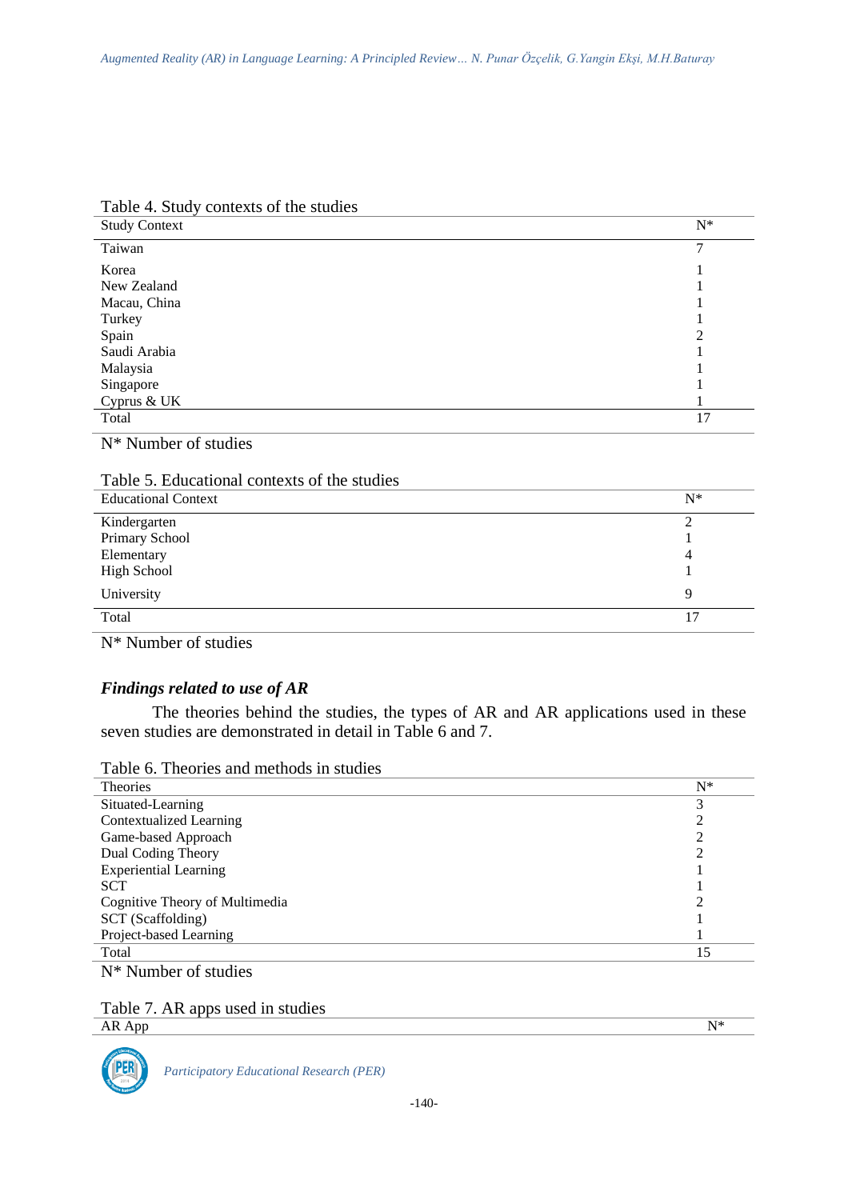Table 4. Study contexts of the studies

| Study Context | N* |
|---|---|
| Taiwan | 7 |
| Korea | 1 |
| New Zealand | 1 |
| Macau, China | 1 |
| Turkey | 1 |
| Spain | 2 |
| Saudi Arabia | 1 |
| Malaysia | 1 |
| Singapore | 1 |
| Cyprus & UK | 1 |
| Total | 17 |

N* Number of studies

Table 5. Educational contexts of the studies

| Educational Context | N* |
|---|---|
| Kindergarten | 2 |
| Primary School | 1 |
| Elementary | 4 |
| High School | 1 |
| University | 9 |
| Total | 17 |

N* Number of studies

### *Findings related to use of AR*

The theories behind the studies, the types of AR and AR applications used in these seven studies are demonstrated in detail in Table 6 and 7.

Table 6. Theories and methods in studies

| Theories | N* |
|---|---|
| Situated-Learning | 3 |
| Contextualized Learning | 2 |
| Game-based Approach | 2 |
| Dual Coding Theory | 2 |
| Experiential Learning | 1 |
| SCT | 1 |
| Cognitive Theory of Multimedia | 2 |
| SCT (Scaffolding) | 1 |
| Project-based Learning | 1 |
| Total | 15 |

N* Number of studies

Table 7. AR apps used in studies

| AR App | N* |
|---|---|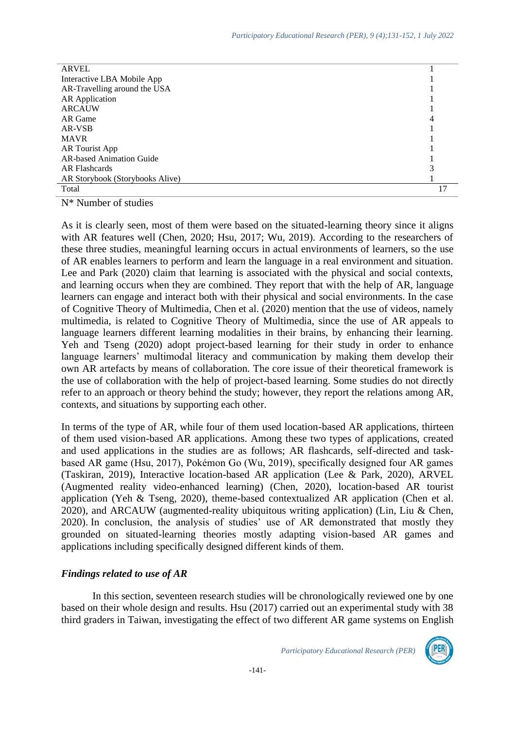| | |
|---|---|
| ARVEL | 1 |
| Interactive LBA Mobile App | 1 |
| AR-Travelling around the USA | 1 |
| AR Application | 1 |
| ARCAUW | 1 |
| AR Game | 4 |
| AR-VSB | 1 |
| MAVR | 1 |
| AR Tourist App | 1 |
| AR-based Animation Guide | 1 |
| AR Flashcards | 3 |
| AR Storybook (Storybooks Alive) | 1 |
| Total | 17 |

N* Number of studies

As it is clearly seen, most of them were based on the situated-learning theory since it aligns with AR features well (Chen, 2020; Hsu, 2017; Wu, 2019). According to the researchers of these three studies, meaningful learning occurs in actual environments of learners, so the use of AR enables learners to perform and learn the language in a real environment and situation. Lee and Park (2020) claim that learning is associated with the physical and social contexts, and learning occurs when they are combined. They report that with the help of AR, language learners can engage and interact both with their physical and social environments. In the case of Cognitive Theory of Multimedia, Chen et al. (2020) mention that the use of videos, namely multimedia, is related to Cognitive Theory of Multimedia, since the use of AR appeals to language learners different learning modalities in their brains, by enhancing their learning. Yeh and Tseng (2020) adopt project-based learning for their study in order to enhance language learners' multimodal literacy and communication by making them develop their own AR artefacts by means of collaboration. The core issue of their theoretical framework is the use of collaboration with the help of project-based learning. Some studies do not directly refer to an approach or theory behind the study; however, they report the relations among AR, contexts, and situations by supporting each other.

In terms of the type of AR, while four of them used location-based AR applications, thirteen of them used vision-based AR applications. Among these two types of applications, created and used applications in the studies are as follows; AR flashcards, self-directed and task-based AR game (Hsu, 2017), Pokémon Go (Wu, 2019), specifically designed four AR games (Taskiran, 2019), Interactive location-based AR application (Lee & Park, 2020), ARVEL (Augmented reality video-enhanced learning) (Chen, 2020), location-based AR tourist application (Yeh & Tseng, 2020), theme-based contextualized AR application (Chen et al. 2020), and ARCAUW (augmented-reality ubiquitous writing application) (Lin, Liu & Chen, 2020). In conclusion, the analysis of studies' use of AR demonstrated that mostly they grounded on situated-learning theories mostly adapting vision-based AR games and applications including specifically designed different kinds of them.

### *Findings related to use of AR*

In this section, seventeen research studies will be chronologically reviewed one by one based on their whole design and results. Hsu (2017) carried out an experimental study with 38 third graders in Taiwan, investigating the effect of two different AR game systems on English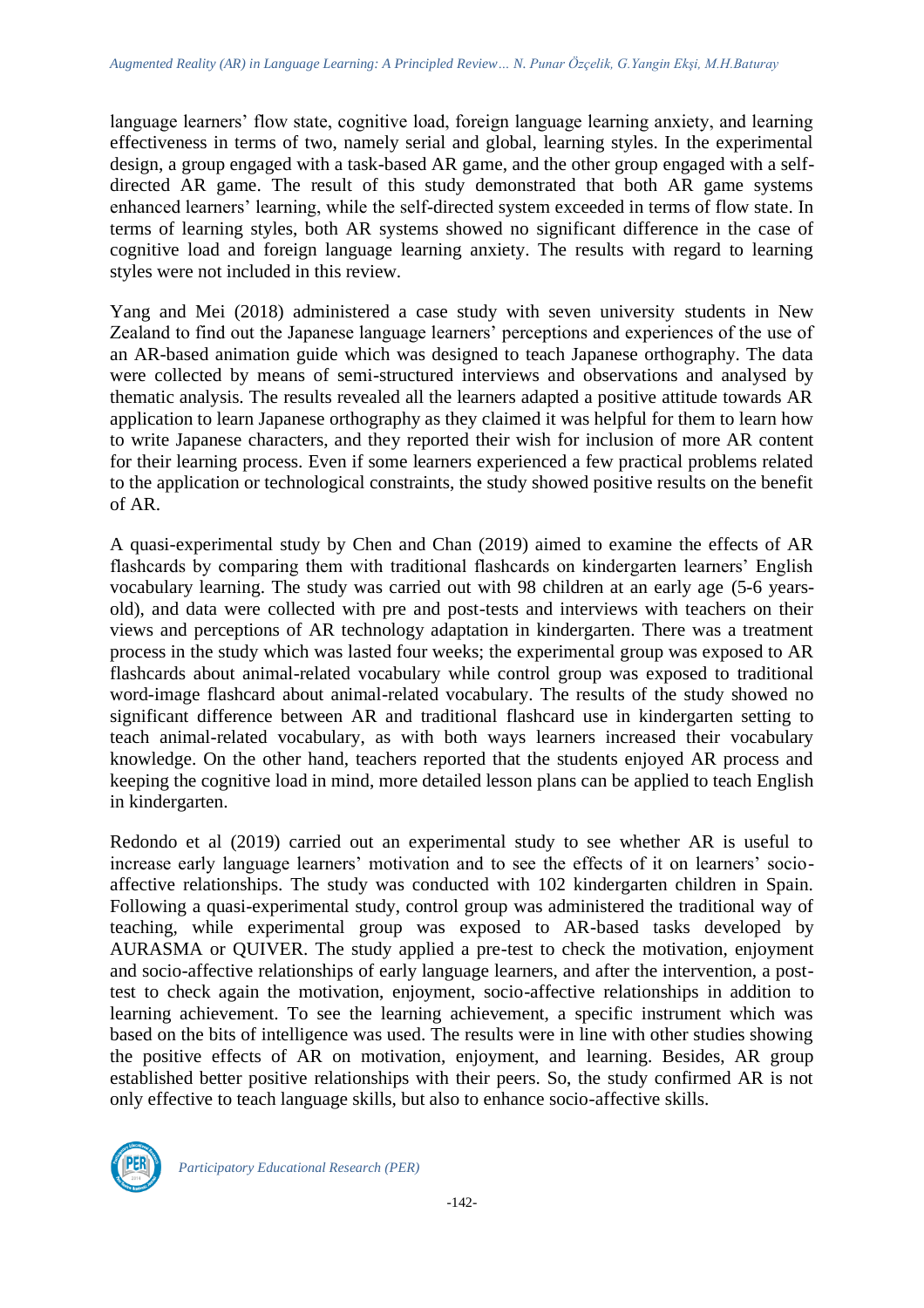language learners' flow state, cognitive load, foreign language learning anxiety, and learning effectiveness in terms of two, namely serial and global, learning styles. In the experimental design, a group engaged with a task-based AR game, and the other group engaged with a self-directed AR game. The result of this study demonstrated that both AR game systems enhanced learners' learning, while the self-directed system exceeded in terms of flow state. In terms of learning styles, both AR systems showed no significant difference in the case of cognitive load and foreign language learning anxiety. The results with regard to learning styles were not included in this review.

Yang and Mei (2018) administered a case study with seven university students in New Zealand to find out the Japanese language learners' perceptions and experiences of the use of an AR-based animation guide which was designed to teach Japanese orthography. The data were collected by means of semi-structured interviews and observations and analysed by thematic analysis. The results revealed all the learners adapted a positive attitude towards AR application to learn Japanese orthography as they claimed it was helpful for them to learn how to write Japanese characters, and they reported their wish for inclusion of more AR content for their learning process. Even if some learners experienced a few practical problems related to the application or technological constraints, the study showed positive results on the benefit of AR.

A quasi-experimental study by Chen and Chan (2019) aimed to examine the effects of AR flashcards by comparing them with traditional flashcards on kindergarten learners' English vocabulary learning. The study was carried out with 98 children at an early age (5-6 years-old), and data were collected with pre and post-tests and interviews with teachers on their views and perceptions of AR technology adaptation in kindergarten. There was a treatment process in the study which was lasted four weeks; the experimental group was exposed to AR flashcards about animal-related vocabulary while control group was exposed to traditional word-image flashcard about animal-related vocabulary. The results of the study showed no significant difference between AR and traditional flashcard use in kindergarten setting to teach animal-related vocabulary, as with both ways learners increased their vocabulary knowledge. On the other hand, teachers reported that the students enjoyed AR process and keeping the cognitive load in mind, more detailed lesson plans can be applied to teach English in kindergarten.

Redondo et al (2019) carried out an experimental study to see whether AR is useful to increase early language learners' motivation and to see the effects of it on learners' socio-affective relationships. The study was conducted with 102 kindergarten children in Spain. Following a quasi-experimental study, control group was administered the traditional way of teaching, while experimental group was exposed to AR-based tasks developed by AURASMA or QUIVER. The study applied a pre-test to check the motivation, enjoyment and socio-affective relationships of early language learners, and after the intervention, a post-test to check again the motivation, enjoyment, socio-affective relationships in addition to learning achievement. To see the learning achievement, a specific instrument which was based on the bits of intelligence was used. The results were in line with other studies showing the positive effects of AR on motivation, enjoyment, and learning. Besides, AR group established better positive relationships with their peers. So, the study confirmed AR is not only effective to teach language skills, but also to enhance socio-affective skills.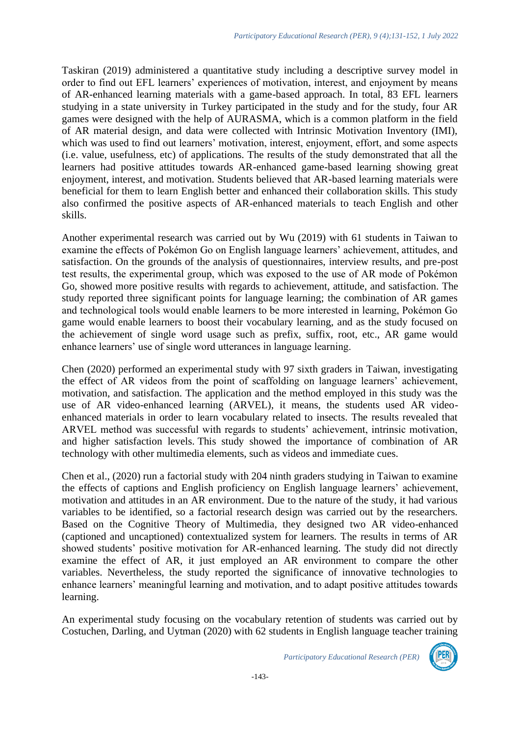Taskiran (2019) administered a quantitative study including a descriptive survey model in order to find out EFL learners' experiences of motivation, interest, and enjoyment by means of AR-enhanced learning materials with a game-based approach. In total, 83 EFL learners studying in a state university in Turkey participated in the study and for the study, four AR games were designed with the help of AURASMA, which is a common platform in the field of AR material design, and data were collected with Intrinsic Motivation Inventory (IMI), which was used to find out learners' motivation, interest, enjoyment, effort, and some aspects (i.e. value, usefulness, etc) of applications. The results of the study demonstrated that all the learners had positive attitudes towards AR-enhanced game-based learning showing great enjoyment, interest, and motivation. Students believed that AR-based learning materials were beneficial for them to learn English better and enhanced their collaboration skills. This study also confirmed the positive aspects of AR-enhanced materials to teach English and other skills.

Another experimental research was carried out by Wu (2019) with 61 students in Taiwan to examine the effects of Pokémon Go on English language learners' achievement, attitudes, and satisfaction. On the grounds of the analysis of questionnaires, interview results, and pre-post test results, the experimental group, which was exposed to the use of AR mode of Pokémon Go, showed more positive results with regards to achievement, attitude, and satisfaction. The study reported three significant points for language learning; the combination of AR games and technological tools would enable learners to be more interested in learning, Pokémon Go game would enable learners to boost their vocabulary learning, and as the study focused on the achievement of single word usage such as prefix, suffix, root, etc., AR game would enhance learners' use of single word utterances in language learning.

Chen (2020) performed an experimental study with 97 sixth graders in Taiwan, investigating the effect of AR videos from the point of scaffolding on language learners' achievement, motivation, and satisfaction. The application and the method employed in this study was the use of AR video-enhanced learning (ARVEL), it means, the students used AR video-enhanced materials in order to learn vocabulary related to insects. The results revealed that ARVEL method was successful with regards to students' achievement, intrinsic motivation, and higher satisfaction levels. This study showed the importance of combination of AR technology with other multimedia elements, such as videos and immediate cues.

Chen et al., (2020) run a factorial study with 204 ninth graders studying in Taiwan to examine the effects of captions and English proficiency on English language learners' achievement, motivation and attitudes in an AR environment. Due to the nature of the study, it had various variables to be identified, so a factorial research design was carried out by the researchers. Based on the Cognitive Theory of Multimedia, they designed two AR video-enhanced (captioned and uncaptioned) contextualized system for learners. The results in terms of AR showed students' positive motivation for AR-enhanced learning. The study did not directly examine the effect of AR, it just employed an AR environment to compare the other variables. Nevertheless, the study reported the significance of innovative technologies to enhance learners' meaningful learning and motivation, and to adapt positive attitudes towards learning.

An experimental study focusing on the vocabulary retention of students was carried out by Costuchen, Darling, and Uytman (2020) with 62 students in English language teacher training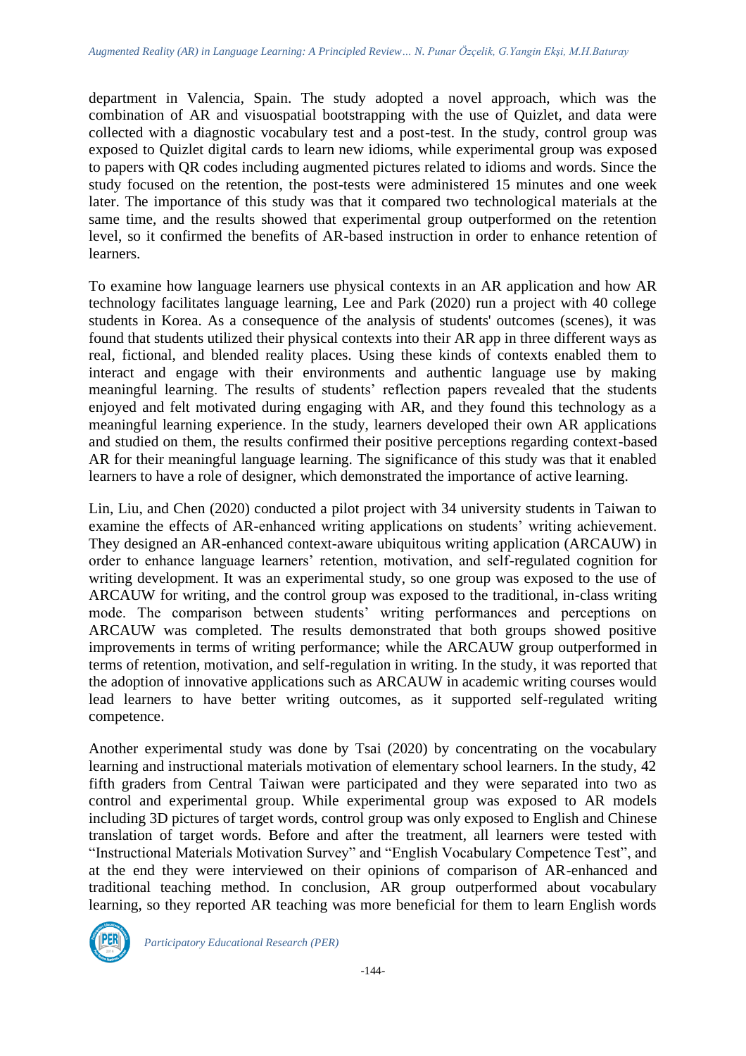department in Valencia, Spain. The study adopted a novel approach, which was the combination of AR and visuospatial bootstrapping with the use of Quizlet, and data were collected with a diagnostic vocabulary test and a post-test. In the study, control group was exposed to Quizlet digital cards to learn new idioms, while experimental group was exposed to papers with QR codes including augmented pictures related to idioms and words. Since the study focused on the retention, the post-tests were administered 15 minutes and one week later. The importance of this study was that it compared two technological materials at the same time, and the results showed that experimental group outperformed on the retention level, so it confirmed the benefits of AR-based instruction in order to enhance retention of learners.

To examine how language learners use physical contexts in an AR application and how AR technology facilitates language learning, Lee and Park (2020) run a project with 40 college students in Korea. As a consequence of the analysis of students' outcomes (scenes), it was found that students utilized their physical contexts into their AR app in three different ways as real, fictional, and blended reality places. Using these kinds of contexts enabled them to interact and engage with their environments and authentic language use by making meaningful learning. The results of students' reflection papers revealed that the students enjoyed and felt motivated during engaging with AR, and they found this technology as a meaningful learning experience. In the study, learners developed their own AR applications and studied on them, the results confirmed their positive perceptions regarding context-based AR for their meaningful language learning. The significance of this study was that it enabled learners to have a role of designer, which demonstrated the importance of active learning.

Lin, Liu, and Chen (2020) conducted a pilot project with 34 university students in Taiwan to examine the effects of AR-enhanced writing applications on students' writing achievement. They designed an AR-enhanced context-aware ubiquitous writing application (ARCAUW) in order to enhance language learners' retention, motivation, and self-regulated cognition for writing development. It was an experimental study, so one group was exposed to the use of ARCAUW for writing, and the control group was exposed to the traditional, in-class writing mode. The comparison between students' writing performances and perceptions on ARCAUW was completed. The results demonstrated that both groups showed positive improvements in terms of writing performance; while the ARCAUW group outperformed in terms of retention, motivation, and self-regulation in writing. In the study, it was reported that the adoption of innovative applications such as ARCAUW in academic writing courses would lead learners to have better writing outcomes, as it supported self-regulated writing competence.

Another experimental study was done by Tsai (2020) by concentrating on the vocabulary learning and instructional materials motivation of elementary school learners. In the study, 42 fifth graders from Central Taiwan were participated and they were separated into two as control and experimental group. While experimental group was exposed to AR models including 3D pictures of target words, control group was only exposed to English and Chinese translation of target words. Before and after the treatment, all learners were tested with "Instructional Materials Motivation Survey" and "English Vocabulary Competence Test", and at the end they were interviewed on their opinions of comparison of AR-enhanced and traditional teaching method. In conclusion, AR group outperformed about vocabulary learning, so they reported AR teaching was more beneficial for them to learn English words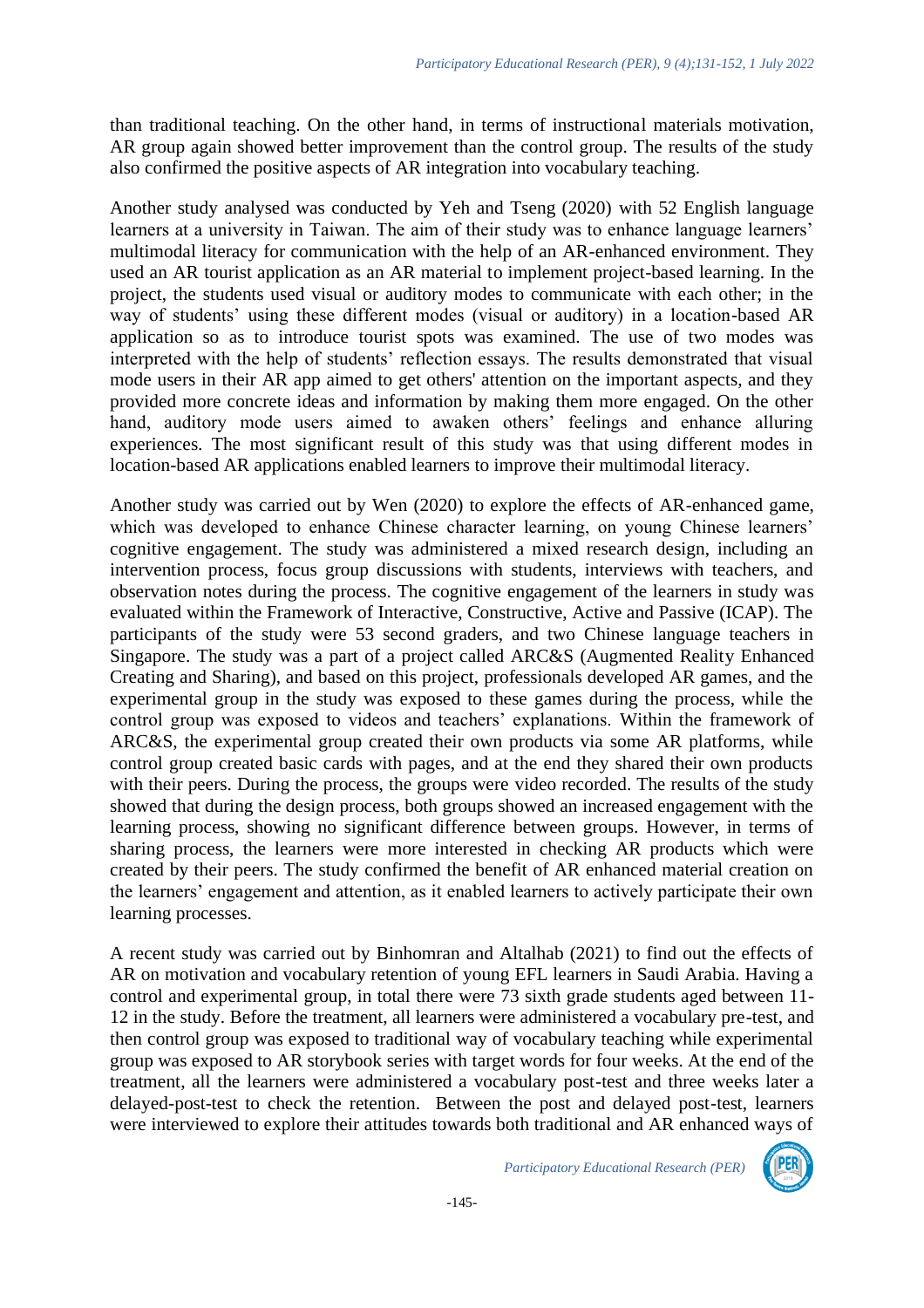than traditional teaching. On the other hand, in terms of instructional materials motivation, AR group again showed better improvement than the control group. The results of the study also confirmed the positive aspects of AR integration into vocabulary teaching.

Another study analysed was conducted by Yeh and Tseng (2020) with 52 English language learners at a university in Taiwan. The aim of their study was to enhance language learners' multimodal literacy for communication with the help of an AR-enhanced environment. They used an AR tourist application as an AR material to implement project-based learning. In the project, the students used visual or auditory modes to communicate with each other; in the way of students' using these different modes (visual or auditory) in a location-based AR application so as to introduce tourist spots was examined. The use of two modes was interpreted with the help of students' reflection essays. The results demonstrated that visual mode users in their AR app aimed to get others' attention on the important aspects, and they provided more concrete ideas and information by making them more engaged. On the other hand, auditory mode users aimed to awaken others' feelings and enhance alluring experiences. The most significant result of this study was that using different modes in location-based AR applications enabled learners to improve their multimodal literacy.

Another study was carried out by Wen (2020) to explore the effects of AR-enhanced game, which was developed to enhance Chinese character learning, on young Chinese learners' cognitive engagement. The study was administered a mixed research design, including an intervention process, focus group discussions with students, interviews with teachers, and observation notes during the process. The cognitive engagement of the learners in study was evaluated within the Framework of Interactive, Constructive, Active and Passive (ICAP). The participants of the study were 53 second graders, and two Chinese language teachers in Singapore. The study was a part of a project called ARC&S (Augmented Reality Enhanced Creating and Sharing), and based on this project, professionals developed AR games, and the experimental group in the study was exposed to these games during the process, while the control group was exposed to videos and teachers' explanations. Within the framework of ARC&S, the experimental group created their own products via some AR platforms, while control group created basic cards with pages, and at the end they shared their own products with their peers. During the process, the groups were video recorded. The results of the study showed that during the design process, both groups showed an increased engagement with the learning process, showing no significant difference between groups. However, in terms of sharing process, the learners were more interested in checking AR products which were created by their peers. The study confirmed the benefit of AR enhanced material creation on the learners' engagement and attention, as it enabled learners to actively participate their own learning processes.

A recent study was carried out by Binhomran and Altalhab (2021) to find out the effects of AR on motivation and vocabulary retention of young EFL learners in Saudi Arabia. Having a control and experimental group, in total there were 73 sixth grade students aged between 11-12 in the study. Before the treatment, all learners were administered a vocabulary pre-test, and then control group was exposed to traditional way of vocabulary teaching while experimental group was exposed to AR storybook series with target words for four weeks. At the end of the treatment, all the learners were administered a vocabulary post-test and three weeks later a delayed-post-test to check the retention. Between the post and delayed post-test, learners were interviewed to explore their attitudes towards both traditional and AR enhanced ways of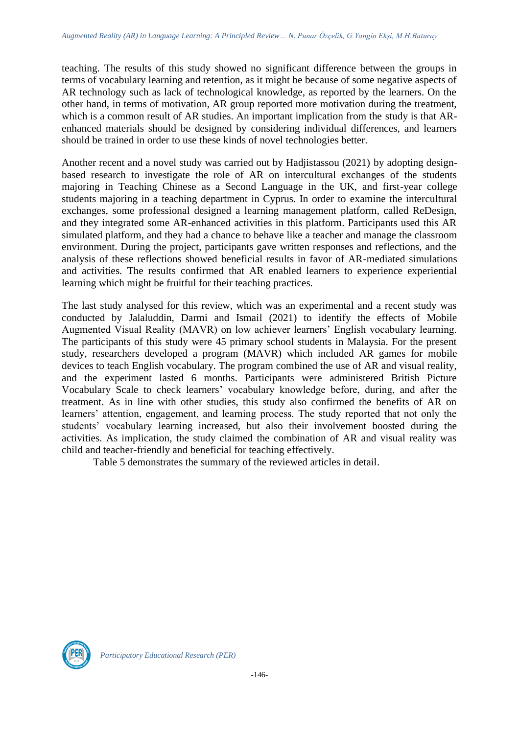teaching. The results of this study showed no significant difference between the groups in terms of vocabulary learning and retention, as it might be because of some negative aspects of AR technology such as lack of technological knowledge, as reported by the learners. On the other hand, in terms of motivation, AR group reported more motivation during the treatment, which is a common result of AR studies. An important implication from the study is that AR-enhanced materials should be designed by considering individual differences, and learners should be trained in order to use these kinds of novel technologies better.

Another recent and a novel study was carried out by Hadjistassou (2021) by adopting design-based research to investigate the role of AR on intercultural exchanges of the students majoring in Teaching Chinese as a Second Language in the UK, and first-year college students majoring in a teaching department in Cyprus. In order to examine the intercultural exchanges, some professional designed a learning management platform, called ReDesign, and they integrated some AR-enhanced activities in this platform. Participants used this AR simulated platform, and they had a chance to behave like a teacher and manage the classroom environment. During the project, participants gave written responses and reflections, and the analysis of these reflections showed beneficial results in favor of AR-mediated simulations and activities. The results confirmed that AR enabled learners to experience experiential learning which might be fruitful for their teaching practices.

The last study analysed for this review, which was an experimental and a recent study was conducted by Jalaluddin, Darmi and Ismail (2021) to identify the effects of Mobile Augmented Visual Reality (MAVR) on low achiever learners' English vocabulary learning. The participants of this study were 45 primary school students in Malaysia. For the present study, researchers developed a program (MAVR) which included AR games for mobile devices to teach English vocabulary. The program combined the use of AR and visual reality, and the experiment lasted 6 months. Participants were administered British Picture Vocabulary Scale to check learners' vocabulary knowledge before, during, and after the treatment. As in line with other studies, this study also confirmed the benefits of AR on learners' attention, engagement, and learning process. The study reported that not only the students' vocabulary learning increased, but also their involvement boosted during the activities. As implication, the study claimed the combination of AR and visual reality was child and teacher-friendly and beneficial for teaching effectively.

Table 5 demonstrates the summary of the reviewed articles in detail.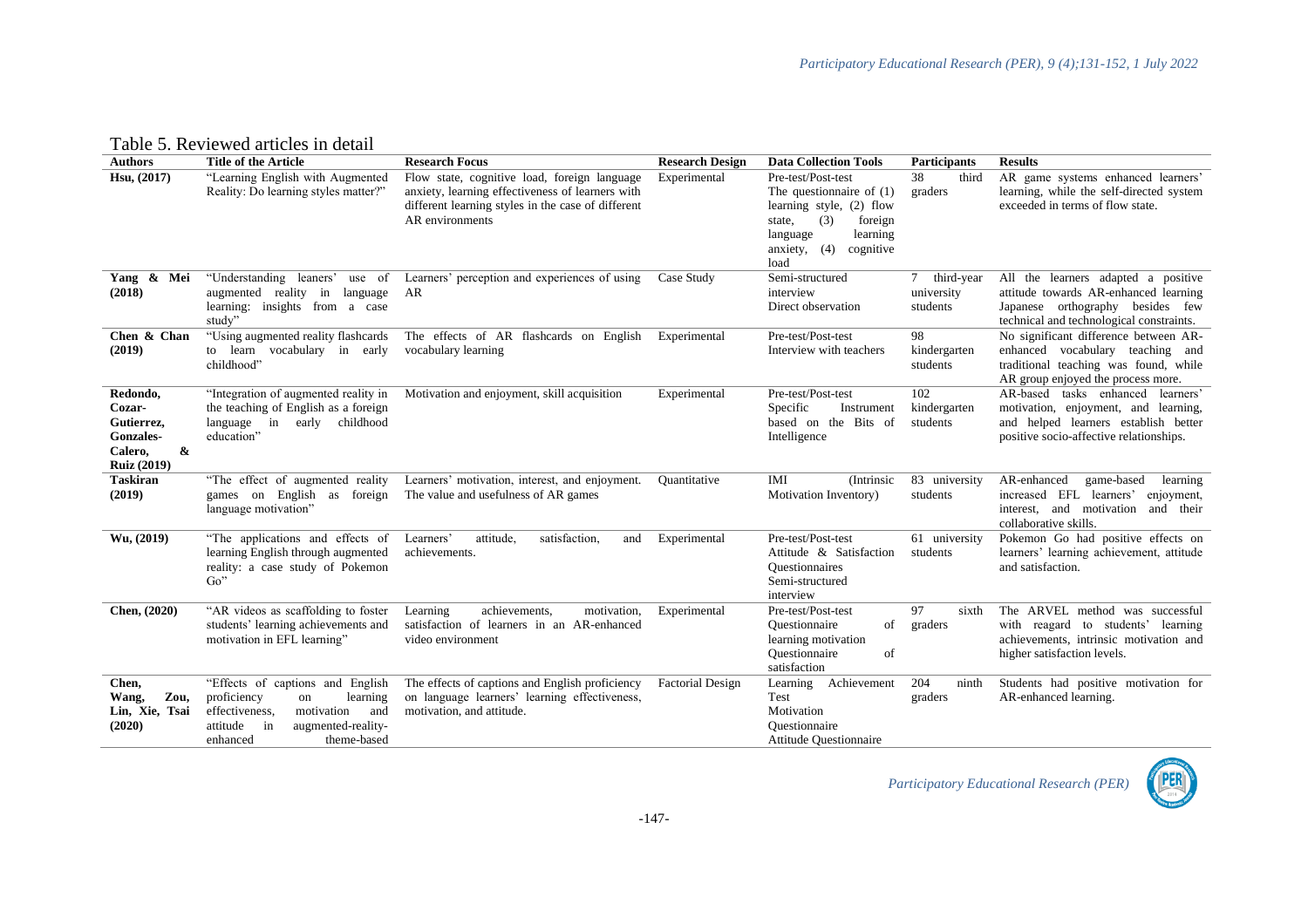Table 5. Reviewed articles in detail

| Authors | Title of the Article | Research Focus | Research Design | Data Collection Tools | Participants | Results |
|---|---|---|---|---|---|---|
| **Hsu, (2017)** | "Learning English with Augmented Reality: Do learning styles matter?" | Flow state, cognitive load, foreign language anxiety, learning effectiveness of learners with different learning styles in the case of different AR environments | Experimental | Pre-test/Post-test The questionnaire of (1) learning style, (2) flow state, (3) foreign language learning anxiety, (4) cognitive load | 38 third graders | AR game systems enhanced learners' learning, while the self-directed system exceeded in terms of flow state. |
| **Yang & Mei (2018)** | "Understanding leaners' use of augmented reality in language learning: insights from a case study" | Learners' perception and experiences of using AR | Case Study | Semi-structured interview Direct observation | 7 third-year university students | All the learners adapted a positive attitude towards AR-enhanced learning Japanese orthography besides few technical and technological constraints. |
| **Chen & Chan (2019)** | "Using augmented reality flashcards to learn vocabulary in early childhood" | The effects of AR flashcards on English vocabulary learning | Experimental | Pre-test/Post-test Interview with teachers | 98 kindergarten students | No significant difference between AR-enhanced vocabulary teaching and traditional teaching was found, while AR group enjoyed the process more. |
| **Redondo, Cozar-Gutierrez, Gonzales-Calero, & Ruiz (2019)** | "Integration of augmented reality in the teaching of English as a foreign language in early childhood education" | Motivation and enjoyment, skill acquisition | Experimental | Pre-test/Post-test Specific Instrument based on the Bits of Intelligence | 102 kindergarten students | AR-based tasks enhanced learners' motivation, enjoyment, and learning, and helped learners establish better positive socio-affective relationships. |
| **Taskiran (2019)** | "The effect of augmented reality games on English as foreign language motivation" | Learners' motivation, interest, and enjoyment. The value and usefulness of AR games | Quantitative | IMI (Intrinsic Motivation Inventory) | 83 university students | AR-enhanced game-based learning increased EFL learners' enjoyment, interest, and motivation and their collaborative skills. |
| **Wu, (2019)** | "The applications and effects of learning English through augmented reality: a case study of Pokemon Go" | Learners' attitude, satisfaction, and achievements. | Experimental | Pre-test/Post-test Attitude & Satisfaction Questionnaires Semi-structured interview | 61 university students | Pokemon Go had positive effects on learners' learning achievement, attitude and satisfaction. |
| **Chen, (2020)** | "AR videos as scaffolding to foster students' learning achievements and motivation in EFL learning" | Learning achievements, motivation, satisfaction of learners in an AR-enhanced video environment | Experimental | Pre-test/Post-test Questionnaire of learning motivation Questionnaire of satisfaction | 97 sixth graders | The ARVEL method was successful with reagard to students' learning achievements, intrinsic motivation and higher satisfaction levels. |
| **Chen, Wang, Zou, Lin, Xie, Tsai (2020)** | "Effects of captions and English proficiency on learning effectiveness, motivation and attitude in augmented-reality-enhanced theme-based | The effects of captions and English proficiency on language learners' learning effectiveness, motivation, and attitude. | Factorial Design | Learning Achievement Test Motivation Questionnaire Attitude Questionnaire | 204 ninth graders | Students had positive motivation for AR-enhanced learning. |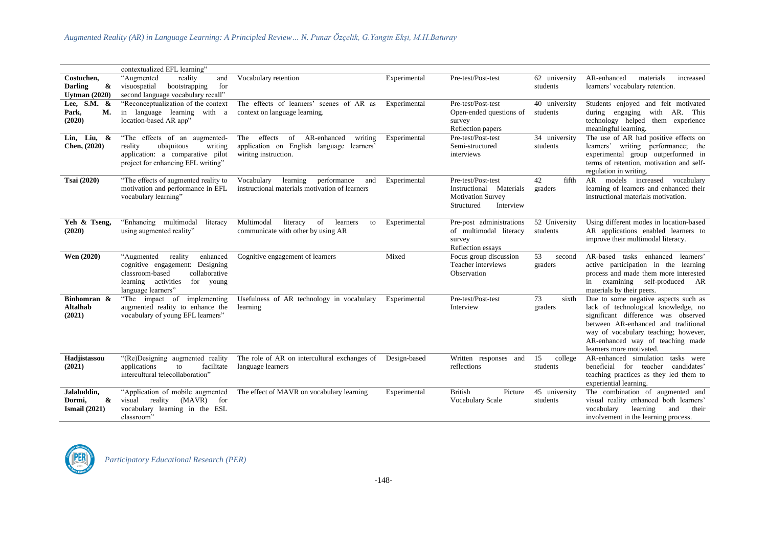| | contextualized EFL learning" | | | | | |
|---|---|---|---|---|---|---|
| **Costuchen, Darling & Uytman (2020)** | "Augmented reality and visuospatial bootstrapping for second language vocabulary recall" | Vocabulary retention | Experimental | Pre-test/Post-test | 62 university students | AR-enhanced materials increased learners' vocabulary retention. |
| **Lee, S.M. & Park, M. (2020)** | "Reconceptualization of the context in language learning with a location-based AR app" | The effects of learners' scenes of AR as context on language learning. | Experimental | Pre-test/Post-test<br>Open-ended questions of survey<br>Reflection papers | 40 university students | Students enjoyed and felt motivated during engaging with AR. This technology helped them experience meaningful learning. |
| **Lin, Liu, & Chen, (2020)** | "The effects of an augmented-reality ubiquitous writing application: a comparative pilot project for enhancing EFL writing" | The effects of AR-enhanced writing application on English language learners' wiritng instruction. | Experimental | Pre-test/Post-test<br>Semi-structured interviews | 34 university students | The use of AR had positive effects on learners' writing performance; the experimental group outperformed in terms of retention, motivation and self-regulation in writing. |
| **Tsai (2020)** | "The effects of augmented reality to motivation and performance in EFL vocabulary learning" | Vocabulary learning performance and instructional materials motivation of learners | Experimental | Pre-test/Post-test<br>Instructional Materials Motivation Survey<br>Structured Interview | 42 fifth graders | AR models increased vocabulary learning of learners and enhanced their instructional materials motivation. |
| **Yeh & Tseng, (2020)** | "Enhancing multimodal literacy using augmented reality" | Multimodal literacy of learners to communicate with other by using AR | Experimental | Pre-post administrations of multimodal literacy survey<br>Reflection essays | 52 University students | Using different modes in location-based AR applications enabled learners to improve their multimodal literacy. |
| **Wen (2020)** | "Augmented reality enhanced cognitive engagement: Designing classroom-based collaborative learning activities for young language learners" | Cognitive engagement of learners | Mixed | Focus group discussion<br>Teacher interviews<br>Observation | 53 second graders | AR-based tasks enhanced learners' active participation in the learning process and made them more interested in examining self-produced AR materials by their peers. |
| **Binhomran & Altalhab (2021)** | "The impact of implementing augmented reality to enhance the vocabulary of young EFL learners" | Usefulness of AR technology in vocabulary learning | Experimental | Pre-test/Post-test<br>Interview | 73 sixth graders | Due to some negative aspects such as lack of technological knowledge, no significant difference was observed between AR-enhanced and traditional way of vocabulary teaching; however, AR-enhanced way of teaching made learners more motivated. |
| **Hadjistassou (2021)** | "(Re)Designing augmented reality applications to facilitate intercultural telecollaboration" | The role of AR on intercultural exchanges of language learners | Design-based | Written responses and reflections | 15 college students | AR-enhanced simulation tasks were beneficial for teacher candidates' teaching practices as they led them to experiential learning. |
| **Jalaluddin, Dormi, & Ismail (2021)** | "Application of mobile augmented visual reality (MAVR) for vocabulary learning in the ESL classroom" | The effect of MAVR on vocabulary learning | Experimental | British Picture Vocabulary Scale | 45 university students | The combination of augmented and visual reality enhanced both learners' vocabulary learning and their involvement in the learning process. |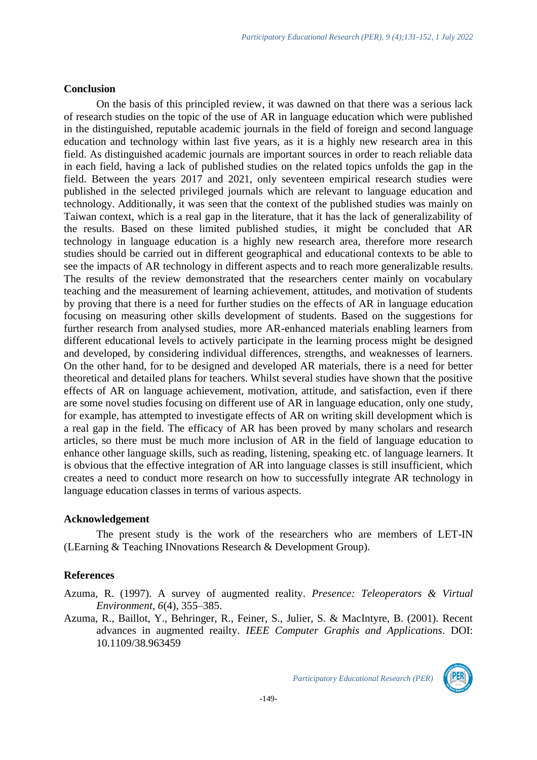## Conclusion

On the basis of this principled review, it was dawned on that there was a serious lack of research studies on the topic of the use of AR in language education which were published in the distinguished, reputable academic journals in the field of foreign and second language education and technology within last five years, as it is a highly new research area in this field. As distinguished academic journals are important sources in order to reach reliable data in each field, having a lack of published studies on the related topics unfolds the gap in the field. Between the years 2017 and 2021, only seventeen empirical research studies were published in the selected privileged journals which are relevant to language education and technology. Additionally, it was seen that the context of the published studies was mainly on Taiwan context, which is a real gap in the literature, that it has the lack of generalizability of the results. Based on these limited published studies, it might be concluded that AR technology in language education is a highly new research area, therefore more research studies should be carried out in different geographical and educational contexts to be able to see the impacts of AR technology in different aspects and to reach more generalizable results. The results of the review demonstrated that the researchers center mainly on vocabulary teaching and the measurement of learning achievement, attitudes, and motivation of students by proving that there is a need for further studies on the effects of AR in language education focusing on measuring other skills development of students. Based on the suggestions for further research from analysed studies, more AR-enhanced materials enabling learners from different educational levels to actively participate in the learning process might be designed and developed, by considering individual differences, strengths, and weaknesses of learners. On the other hand, for to be designed and developed AR materials, there is a need for better theoretical and detailed plans for teachers. Whilst several studies have shown that the positive effects of AR on language achievement, motivation, attitude, and satisfaction, even if there are some novel studies focusing on different use of AR in language education, only one study, for example, has attempted to investigate effects of AR on writing skill development which is a real gap in the field. The efficacy of AR has been proved by many scholars and research articles, so there must be much more inclusion of AR in the field of language education to enhance other language skills, such as reading, listening, speaking etc. of language learners. It is obvious that the effective integration of AR into language classes is still insufficient, which creates a need to conduct more research on how to successfully integrate AR technology in language education classes in terms of various aspects.

## Acknowledgement

The present study is the work of the researchers who are members of LET-IN (LEarning & Teaching INnovations Research & Development Group).

## References

Azuma, R. (1997). A survey of augmented reality. *Presence: Teleoperators & Virtual Environment, 6*(4), 355–385.

Azuma, R., Baillot, Y., Behringer, R., Feiner, S., Julier, S. & MacIntyre, B. (2001). Recent advances in augmented reailty. *IEEE Computer Graphis and Applications*. DOI: 10.1109/38.963459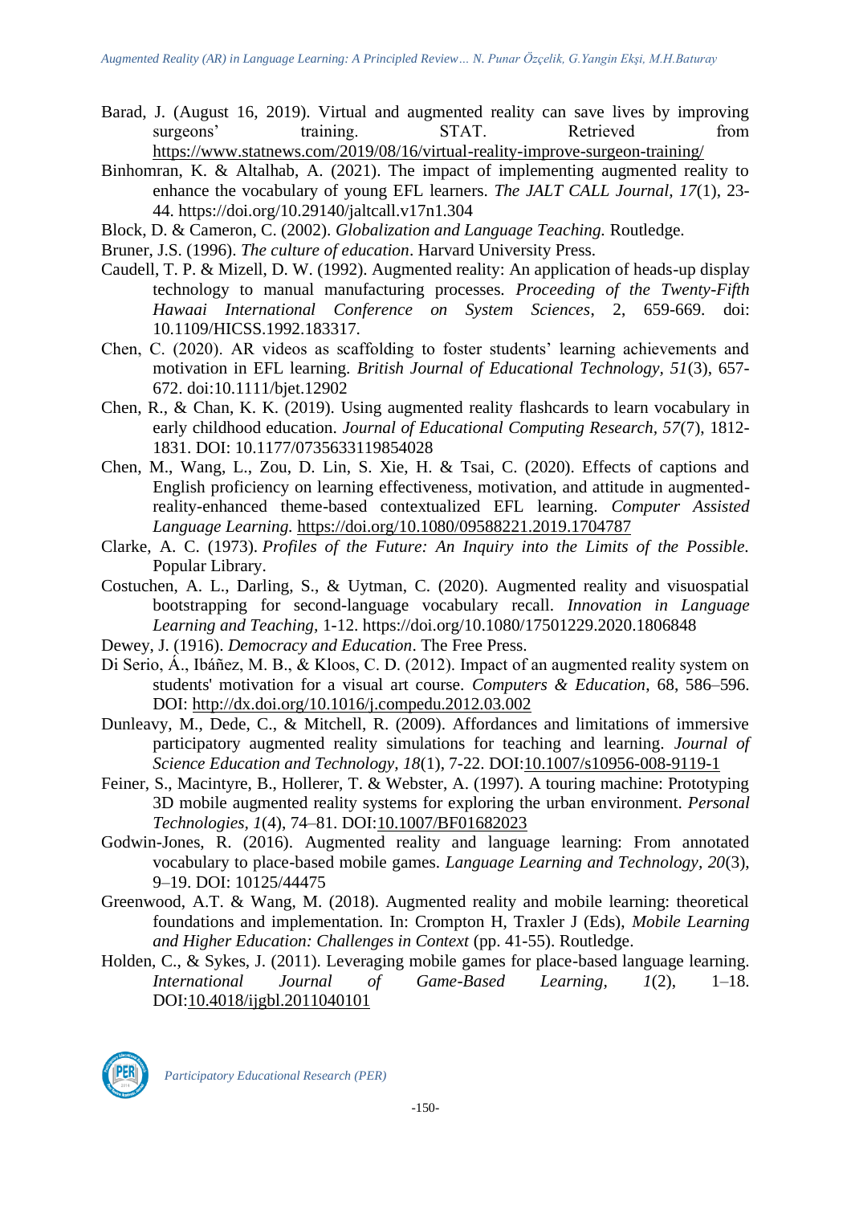Barad, J. (August 16, 2019). Virtual and augmented reality can save lives by improving surgeons' training. STAT. Retrieved from https://www.statnews.com/2019/08/16/virtual-reality-improve-surgeon-training/

Binhomran, K. & Altalhab, A. (2021). The impact of implementing augmented reality to enhance the vocabulary of young EFL learners. *The JALT CALL Journal, 17*(1), 23-44. https://doi.org/10.29140/jaltcall.v17n1.304

Block, D. & Cameron, C. (2002). *Globalization and Language Teaching.* Routledge.

Bruner, J.S. (1996). *The culture of education*. Harvard University Press.

Caudell, T. P. & Mizell, D. W. (1992). Augmented reality: An application of heads-up display technology to manual manufacturing processes. *Proceeding of the Twenty-Fifth Hawaai International Conference on System Sciences*, 2, 659-669. doi: 10.1109/HICSS.1992.183317.

Chen, C. (2020). AR videos as scaffolding to foster students' learning achievements and motivation in EFL learning. *British Journal of Educational Technology, 51*(3), 657-672. doi:10.1111/bjet.12902

Chen, R., & Chan, K. K. (2019). Using augmented reality flashcards to learn vocabulary in early childhood education. *Journal of Educational Computing Research, 57*(7), 1812-1831. DOI: 10.1177/0735633119854028

Chen, M., Wang, L., Zou, D. Lin, S. Xie, H. & Tsai, C. (2020). Effects of captions and English proficiency on learning effectiveness, motivation, and attitude in augmented-reality-enhanced theme-based contextualized EFL learning. *Computer Assisted Language Learning.* https://doi.org/10.1080/09588221.2019.1704787

Clarke, A. C. (1973). *Profiles of the Future: An Inquiry into the Limits of the Possible.* Popular Library.

Costuchen, A. L., Darling, S., & Uytman, C. (2020). Augmented reality and visuospatial bootstrapping for second-language vocabulary recall. *Innovation in Language Learning and Teaching,* 1-12. https://doi.org/10.1080/17501229.2020.1806848

Dewey, J. (1916). *Democracy and Education*. The Free Press.

Di Serio, Á., Ibáñez, M. B., & Kloos, C. D. (2012). Impact of an augmented reality system on students' motivation for a visual art course. *Computers & Education*, 68, 586–596. DOI: http://dx.doi.org/10.1016/j.compedu.2012.03.002

Dunleavy, M., Dede, C., & Mitchell, R. (2009). Affordances and limitations of immersive participatory augmented reality simulations for teaching and learning. *Journal of Science Education and Technology, 18*(1), 7-22. DOI:10.1007/s10956-008-9119-1

Feiner, S., Macintyre, B., Hollerer, T. & Webster, A. (1997). A touring machine: Prototyping 3D mobile augmented reality systems for exploring the urban environment. *Personal Technologies, 1*(4), 74–81. DOI:10.1007/BF01682023

Godwin-Jones, R. (2016). Augmented reality and language learning: From annotated vocabulary to place-based mobile games. *Language Learning and Technology, 20*(3), 9–19. DOI: 10125/44475

Greenwood, A.T. & Wang, M. (2018). Augmented reality and mobile learning: theoretical foundations and implementation. In: Crompton H, Traxler J (Eds), *Mobile Learning and Higher Education: Challenges in Context* (pp. 41-55). Routledge.

Holden, C., & Sykes, J. (2011). Leveraging mobile games for place-based language learning. *International Journal of Game-Based Learning, 1*(2), 1–18. DOI:10.4018/ijgbl.2011040101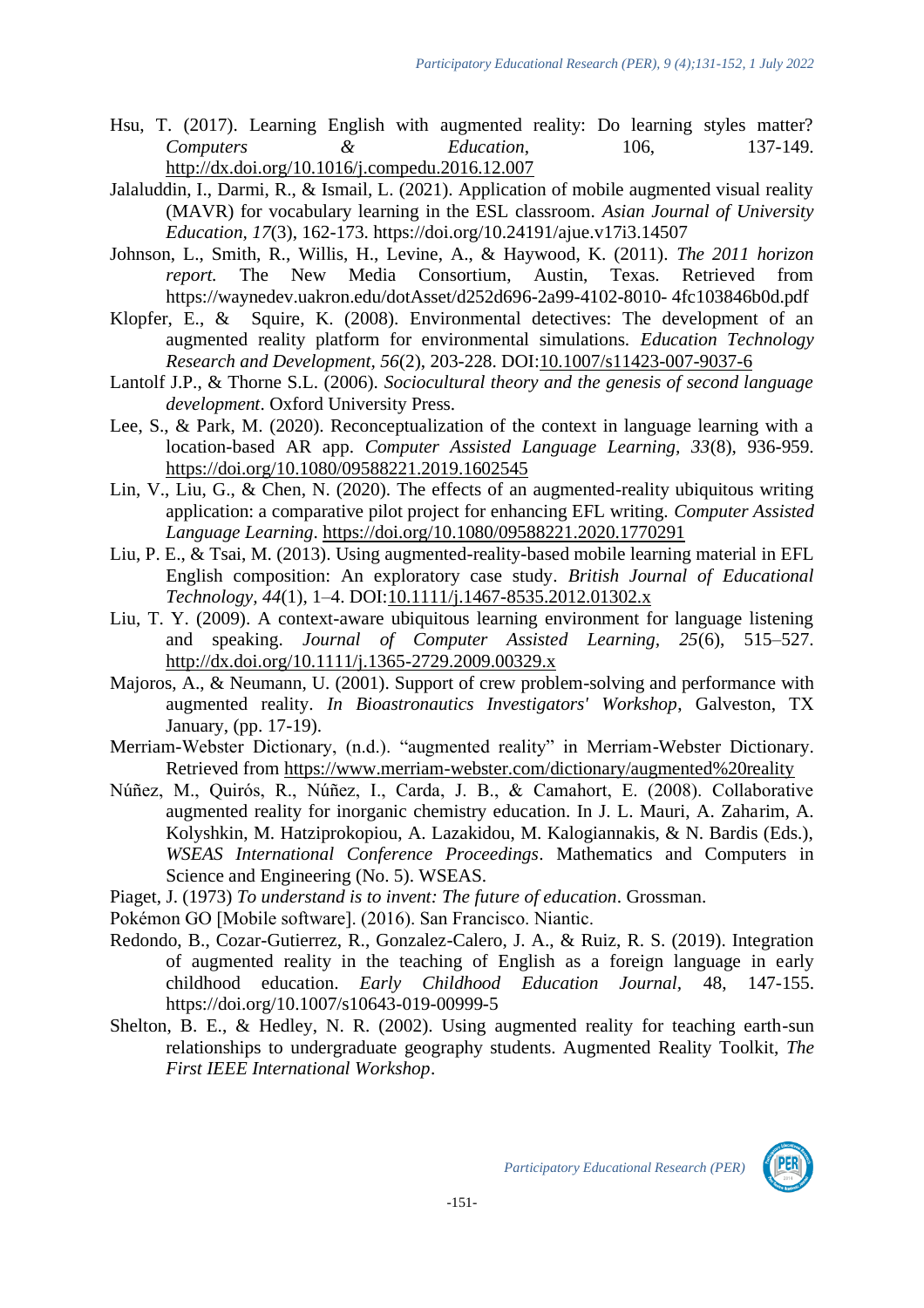Hsu, T. (2017). Learning English with augmented reality: Do learning styles matter? *Computers & Education*, 106, 137-149. http://dx.doi.org/10.1016/j.compedu.2016.12.007

Jalaluddin, I., Darmi, R., & Ismail, L. (2021). Application of mobile augmented visual reality (MAVR) for vocabulary learning in the ESL classroom. *Asian Journal of University Education, 17*(3), 162-173. https://doi.org/10.24191/ajue.v17i3.14507

Johnson, L., Smith, R., Willis, H., Levine, A., & Haywood, K. (2011). *The 2011 horizon report.* The New Media Consortium, Austin, Texas. Retrieved from https://waynedev.uakron.edu/dotAsset/d252d696-2a99-4102-8010- 4fc103846b0d.pdf

Klopfer, E., & Squire, K. (2008). Environmental detectives: The development of an augmented reality platform for environmental simulations. *Education Technology Research and Development, 56*(2), 203-228. DOI:10.1007/s11423-007-9037-6

Lantolf J.P., & Thorne S.L. (2006). *Sociocultural theory and the genesis of second language development*. Oxford University Press.

Lee, S., & Park, M. (2020). Reconceptualization of the context in language learning with a location-based AR app. *Computer Assisted Language Learning, 33*(8), 936-959. https://doi.org/10.1080/09588221.2019.1602545

Lin, V., Liu, G., & Chen, N. (2020). The effects of an augmented-reality ubiquitous writing application: a comparative pilot project for enhancing EFL writing. *Computer Assisted Language Learning*. https://doi.org/10.1080/09588221.2020.1770291

Liu, P. E., & Tsai, M. (2013). Using augmented-reality-based mobile learning material in EFL English composition: An exploratory case study. *British Journal of Educational Technology, 44*(1), 1–4. DOI:10.1111/j.1467-8535.2012.01302.x

Liu, T. Y. (2009). A context-aware ubiquitous learning environment for language listening and speaking. *Journal of Computer Assisted Learning, 25*(6), 515–527. http://dx.doi.org/10.1111/j.1365-2729.2009.00329.x

Majoros, A., & Neumann, U. (2001). Support of crew problem-solving and performance with augmented reality. *In Bioastronautics Investigators' Workshop*, Galveston, TX January, (pp. 17-19).

Merriam-Webster Dictionary, (n.d.). "augmented reality" in Merriam-Webster Dictionary. Retrieved from https://www.merriam-webster.com/dictionary/augmented%20reality

Núñez, M., Quirós, R., Núñez, I., Carda, J. B., & Camahort, E. (2008). Collaborative augmented reality for inorganic chemistry education. In J. L. Mauri, A. Zaharim, A. Kolyshkin, M. Hatziprokopiou, A. Lazakidou, M. Kalogiannakis, & N. Bardis (Eds.), *WSEAS International Conference Proceedings*. Mathematics and Computers in Science and Engineering (No. 5). WSEAS.

Piaget, J. (1973) *To understand is to invent: The future of education*. Grossman.

Pokémon GO [Mobile software]. (2016). San Francisco. Niantic.

Redondo, B., Cozar-Gutierrez, R., Gonzalez-Calero, J. A., & Ruiz, R. S. (2019). Integration of augmented reality in the teaching of English as a foreign language in early childhood education. *Early Childhood Education Journal,* 48, 147-155. https://doi.org/10.1007/s10643-019-00999-5

Shelton, B. E., & Hedley, N. R. (2002). Using augmented reality for teaching earth-sun relationships to undergraduate geography students. Augmented Reality Toolkit, *The First IEEE International Workshop*.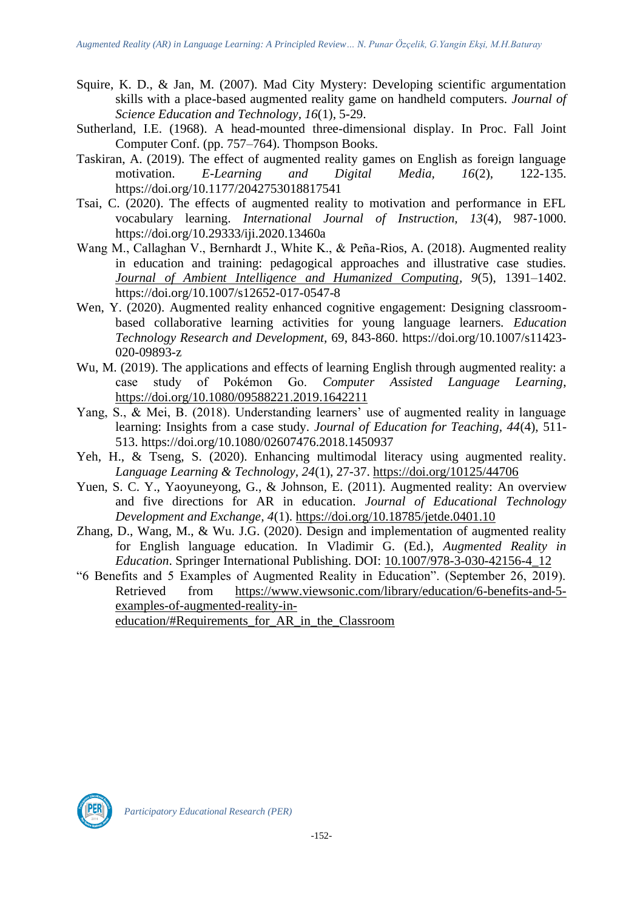Squire, K. D., & Jan, M. (2007). Mad City Mystery: Developing scientific argumentation skills with a place-based augmented reality game on handheld computers. *Journal of Science Education and Technology, 16*(1), 5-29.

Sutherland, I.E. (1968). A head-mounted three-dimensional display. In Proc. Fall Joint Computer Conf. (pp. 757–764). Thompson Books.

Taskiran, A. (2019). The effect of augmented reality games on English as foreign language motivation. *E-Learning and Digital Media, 16*(2), 122-135. https://doi.org/10.1177/2042753018817541

Tsai, C. (2020). The effects of augmented reality to motivation and performance in EFL vocabulary learning. *International Journal of Instruction, 13*(4), 987-1000. https://doi.org/10.29333/iji.2020.13460a

Wang M., Callaghan V., Bernhardt J., White K., & Peña-Rios, A. (2018). Augmented reality in education and training: pedagogical approaches and illustrative case studies. *Journal of Ambient Intelligence and Humanized Computing, 9*(5), 1391–1402. https://doi.org/10.1007/s12652-017-0547-8

Wen, Y. (2020). Augmented reality enhanced cognitive engagement: Designing classroom-based collaborative learning activities for young language learners. *Education Technology Research and Development*, 69, 843-860. https://doi.org/10.1007/s11423-020-09893-z

Wu, M. (2019). The applications and effects of learning English through augmented reality: a case study of Pokémon Go. *Computer Assisted Language Learning*, https://doi.org/10.1080/09588221.2019.1642211

Yang, S., & Mei, B. (2018). Understanding learners' use of augmented reality in language learning: Insights from a case study. *Journal of Education for Teaching, 44*(4), 511-513. https://doi.org/10.1080/02607476.2018.1450937

Yeh, H., & Tseng, S. (2020). Enhancing multimodal literacy using augmented reality. *Language Learning & Technology, 24*(1), 27-37. https://doi.org/10125/44706

Yuen, S. C. Y., Yaoyuneyong, G., & Johnson, E. (2011). Augmented reality: An overview and five directions for AR in education. *Journal of Educational Technology Development and Exchange, 4*(1). https://doi.org/10.18785/jetde.0401.10

Zhang, D., Wang, M., & Wu. J.G. (2020). Design and implementation of augmented reality for English language education. In Vladimir G. (Ed.), *Augmented Reality in Education*. Springer International Publishing. DOI: 10.1007/978-3-030-42156-4_12

"6 Benefits and 5 Examples of Augmented Reality in Education". (September 26, 2019). Retrieved from https://www.viewsonic.com/library/education/6-benefits-and-5-examples-of-augmented-reality-in-education/#Requirements_for_AR_in_the_Classroom